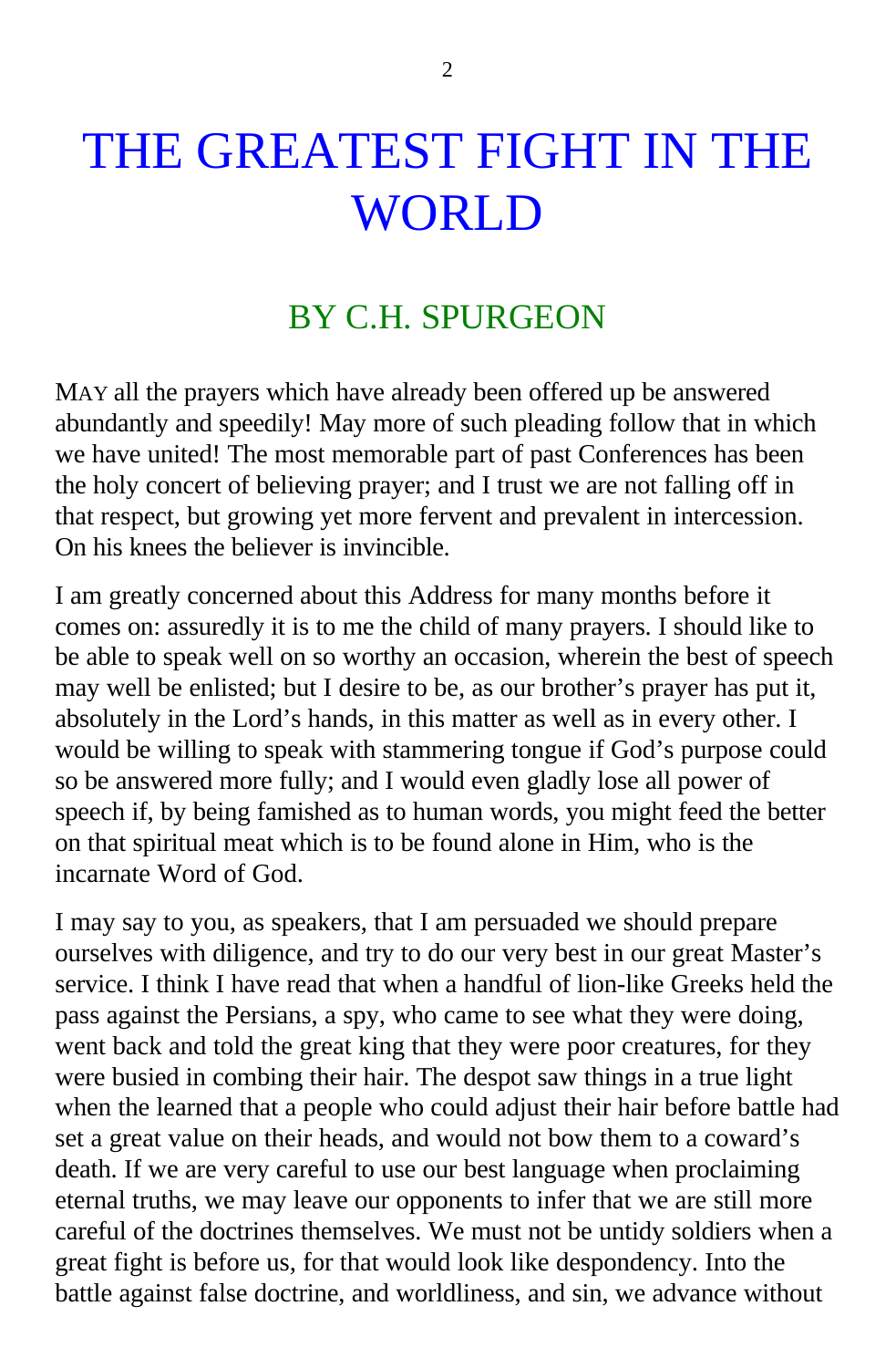# THE GREATEST FIGHT IN THE WORLD

## BY C.H. SPURGEON

MAY all the prayers which have already been offered up be answered abundantly and speedily! May more of such pleading follow that in which we have united! The most memorable part of past Conferences has been the holy concert of believing prayer; and I trust we are not falling off in that respect, but growing yet more fervent and prevalent in intercession. On his knees the believer is invincible.

I am greatly concerned about this Address for many months before it comes on: assuredly it is to me the child of many prayers. I should like to be able to speak well on so worthy an occasion, wherein the best of speech may well be enlisted; but I desire to be, as our brother's prayer has put it, absolutely in the Lord's hands, in this matter as well as in every other. I would be willing to speak with stammering tongue if God's purpose could so be answered more fully; and I would even gladly lose all power of speech if, by being famished as to human words, you might feed the better on that spiritual meat which is to be found alone in Him, who is the incarnate Word of God.

I may say to you, as speakers, that I am persuaded we should prepare ourselves with diligence, and try to do our very best in our great Master's service. I think I have read that when a handful of lion-like Greeks held the pass against the Persians, a spy, who came to see what they were doing, went back and told the great king that they were poor creatures, for they were busied in combing their hair. The despot saw things in a true light when the learned that a people who could adjust their hair before battle had set a great value on their heads, and would not bow them to a coward's death. If we are very careful to use our best language when proclaiming eternal truths, we may leave our opponents to infer that we are still more careful of the doctrines themselves. We must not be untidy soldiers when a great fight is before us, for that would look like despondency. Into the battle against false doctrine, and worldliness, and sin, we advance without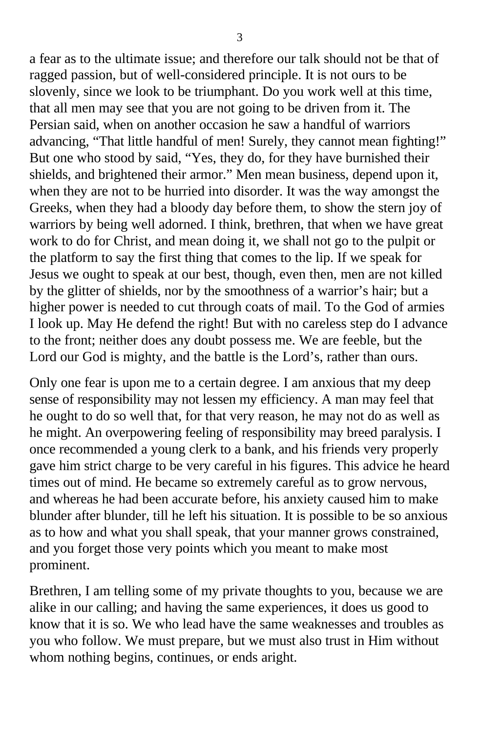a fear as to the ultimate issue; and therefore our talk should not be that of ragged passion, but of well-considered principle. It is not ours to be slovenly, since we look to be triumphant. Do you work well at this time, that all men may see that you are not going to be driven from it. The Persian said, when on another occasion he saw a handful of warriors advancing, “That little handful of men! Surely, they cannot mean fighting!” But one who stood by said, “Yes, they do, for they have burnished their shields, and brightened their armor.” Men mean business, depend upon it, when they are not to be hurried into disorder. It was the way amongst the Greeks, when they had a bloody day before them, to show the stern joy of warriors by being well adorned. I think, brethren, that when we have great work to do for Christ, and mean doing it, we shall not go to the pulpit or the platform to say the first thing that comes to the lip. If we speak for Jesus we ought to speak at our best, though, even then, men are not killed by the glitter of shields, nor by the smoothness of a warrior’s hair; but a higher power is needed to cut through coats of mail. To the God of armies I look up. May He defend the right! But with no careless step do I advance to the front; neither does any doubt possess me. We are feeble, but the Lord our God is mighty, and the battle is the Lord’s, rather than ours.

Only one fear is upon me to a certain degree. I am anxious that my deep sense of responsibility may not lessen my efficiency. A man may feel that he ought to do so well that, for that very reason, he may not do as well as he might. An overpowering feeling of responsibility may breed paralysis. I once recommended a young clerk to a bank, and his friends very properly gave him strict charge to be very careful in his figures. This advice he heard times out of mind. He became so extremely careful as to grow nervous, and whereas he had been accurate before, his anxiety caused him to make blunder after blunder, till he left his situation. It is possible to be so anxious as to how and what you shall speak, that your manner grows constrained, and you forget those very points which you meant to make most prominent.

Brethren, I am telling some of my private thoughts to you, because we are alike in our calling; and having the same experiences, it does us good to know that it is so. We who lead have the same weaknesses and troubles as you who follow. We must prepare, but we must also trust in Him without whom nothing begins, continues, or ends aright.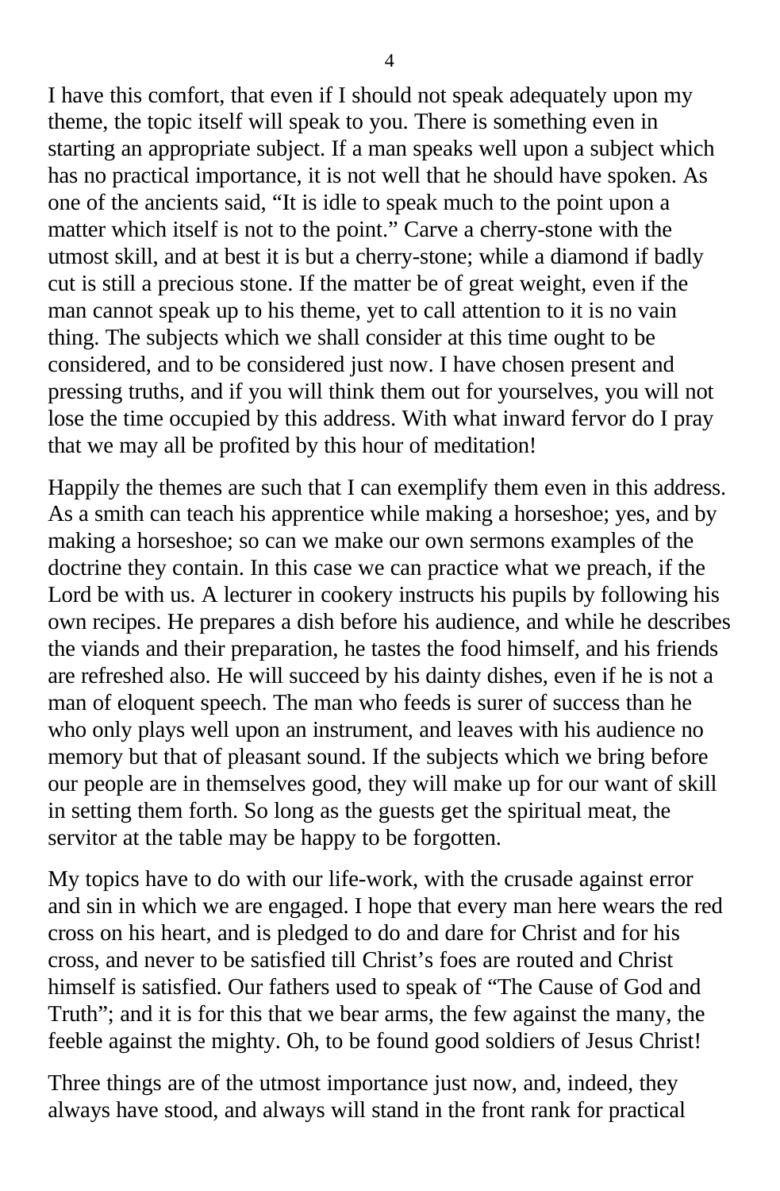I have this comfort, that even if I should not speak adequately upon my theme, the topic itself will speak to you. There is something even in starting an appropriate subject. If a man speaks well upon a subject which has no practical importance, it is not well that he should have spoken. As one of the ancients said, "It is idle to speak much to the point upon a matter which itself is not to the point." Carve a cherry-stone with the utmost skill, and at best it is but a cherry-stone; while a diamond if badly cut is still a precious stone. If the matter be of great weight, even if the man cannot speak up to his theme, yet to call attention to it is no vain thing. The subjects which we shall consider at this time ought to be considered, and to be considered just now. I have chosen present and pressing truths, and if you will think them out for yourselves, you will not lose the time occupied by this address. With what inward fervor do I pray that we may all be profited by this hour of meditation!

Happily the themes are such that I can exemplify them even in this address. As a smith can teach his apprentice while making a horseshoe; yes, and by making a horseshoe; so can we make our own sermons examples of the doctrine they contain. In this case we can practice what we preach, if the Lord be with us. A lecturer in cookery instructs his pupils by following his own recipes. He prepares a dish before his audience, and while he describes the viands and their preparation, he tastes the food himself, and his friends are refreshed also. He will succeed by his dainty dishes, even if he is not a man of eloquent speech. The man who feeds is surer of success than he who only plays well upon an instrument, and leaves with his audience no memory but that of pleasant sound. If the subjects which we bring before our people are in themselves good, they will make up for our want of skill in setting them forth. So long as the guests get the spiritual meat, the servitor at the table may be happy to be forgotten.

My topics have to do with our life-work, with the crusade against error and sin in which we are engaged. I hope that every man here wears the red cross on his heart, and is pledged to do and dare for Christ and for his cross, and never to be satisfied till Christ's foes are routed and Christ himself is satisfied. Our fathers used to speak of "The Cause of God and Truth"; and it is for this that we bear arms, the few against the many, the feeble against the mighty. Oh, to be found good soldiers of Jesus Christ!

Three things are of the utmost importance just now, and, indeed, they always have stood, and always will stand in the front rank for practical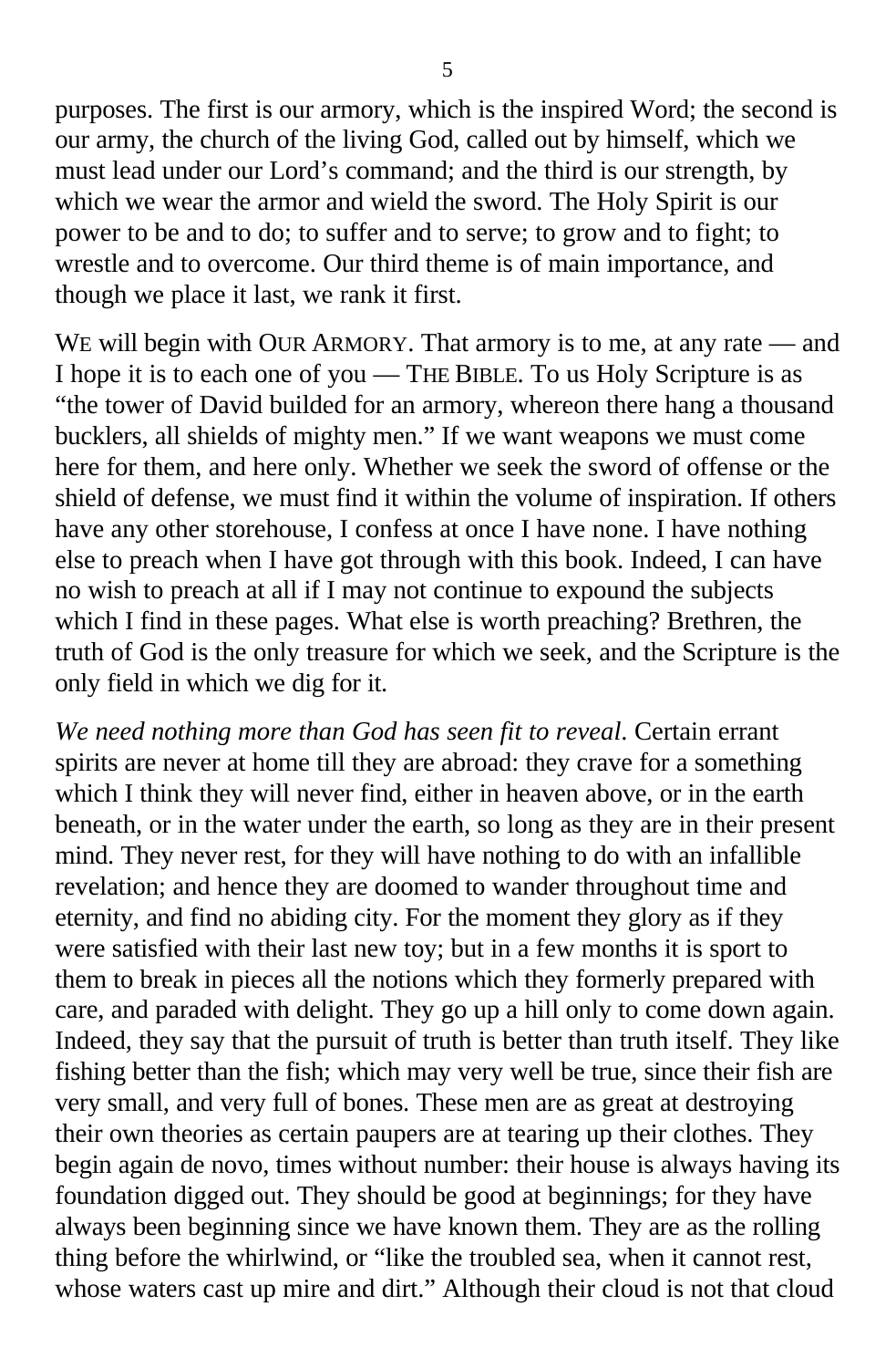purposes. The first is our armory, which is the inspired Word; the second is our army, the church of the living God, called out by himself, which we must lead under our Lord's command; and the third is our strength, by which we wear the armor and wield the sword. The Holy Spirit is our power to be and to do; to suffer and to serve; to grow and to fight; to wrestle and to overcome. Our third theme is of main importance, and though we place it last, we rank it first.

WE will begin with OUR ARMORY. That armory is to me, at any rate — and I hope it is to each one of you — THE BIBLE. To us Holy Scripture is as "the tower of David builded for an armory, whereon there hang a thousand bucklers, all shields of mighty men." If we want weapons we must come here for them, and here only. Whether we seek the sword of offense or the shield of defense, we must find it within the volume of inspiration. If others have any other storehouse, I confess at once I have none. I have nothing else to preach when I have got through with this book. Indeed, I can have no wish to preach at all if I may not continue to expound the subjects which I find in these pages. What else is worth preaching? Brethren, the truth of God is the only treasure for which we seek, and the Scripture is the only field in which we dig for it.

*We need nothing more than God has seen fit to reveal*. Certain errant spirits are never at home till they are abroad: they crave for a something which I think they will never find, either in heaven above, or in the earth beneath, or in the water under the earth, so long as they are in their present mind. They never rest, for they will have nothing to do with an infallible revelation; and hence they are doomed to wander throughout time and eternity, and find no abiding city. For the moment they glory as if they were satisfied with their last new toy; but in a few months it is sport to them to break in pieces all the notions which they formerly prepared with care, and paraded with delight. They go up a hill only to come down again. Indeed, they say that the pursuit of truth is better than truth itself. They like fishing better than the fish; which may very well be true, since their fish are very small, and very full of bones. These men are as great at destroying their own theories as certain paupers are at tearing up their clothes. They begin again de novo, times without number: their house is always having its foundation digged out. They should be good at beginnings; for they have always been beginning since we have known them. They are as the rolling thing before the whirlwind, or "like the troubled sea, when it cannot rest, whose waters cast up mire and dirt." Although their cloud is not that cloud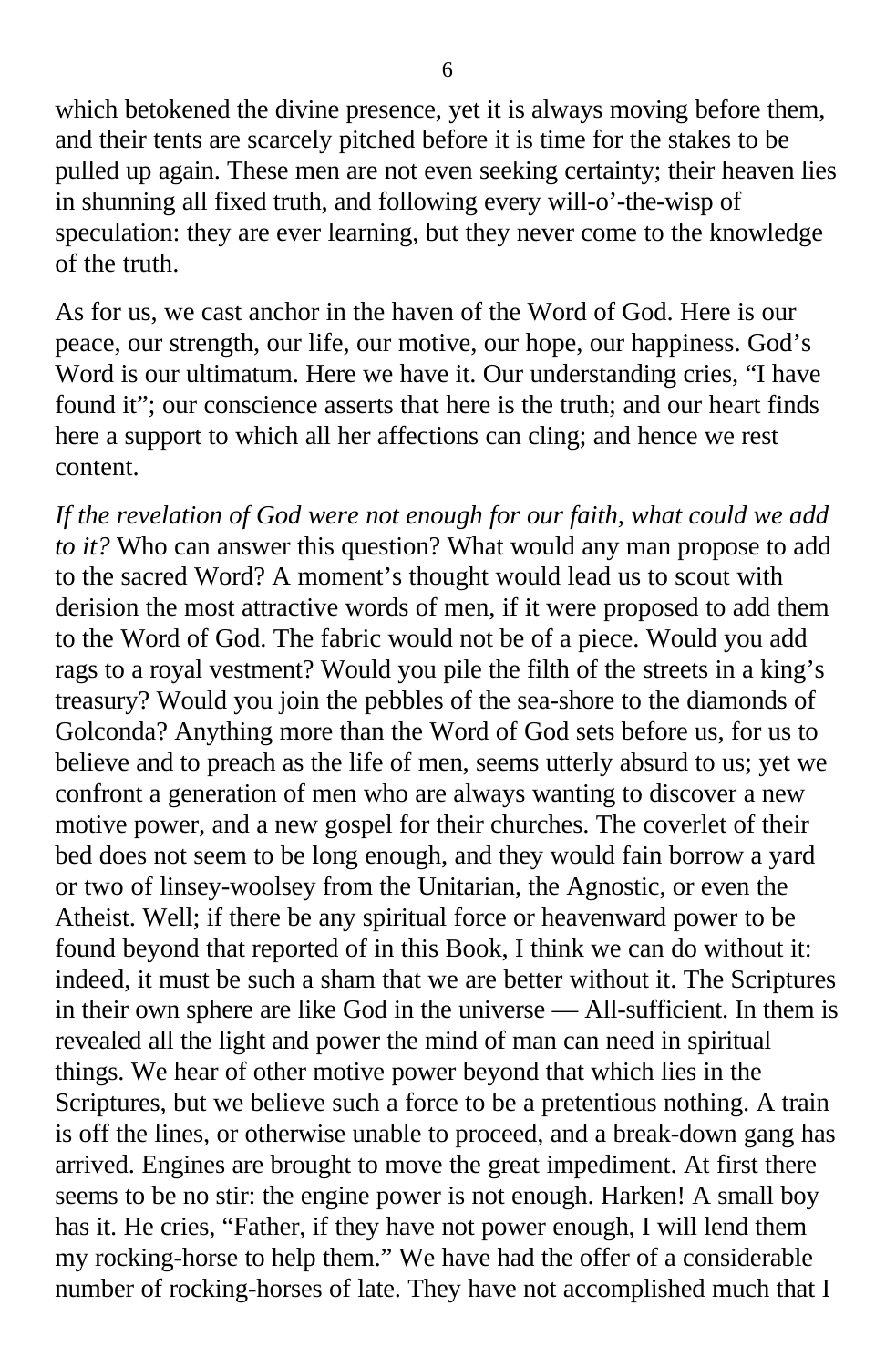which betokened the divine presence, yet it is always moving before them, and their tents are scarcely pitched before it is time for the stakes to be pulled up again. These men are not even seeking certainty; their heaven lies in shunning all fixed truth, and following every will-o'-the-wisp of speculation: they are ever learning, but they never come to the knowledge of the truth.

As for us, we cast anchor in the haven of the Word of God. Here is our peace, our strength, our life, our motive, our hope, our happiness. God's Word is our ultimatum. Here we have it. Our understanding cries, "I have found it"; our conscience asserts that here is the truth; and our heart finds here a support to which all her affections can cling; and hence we rest content.

*If the revelation of God were not enough for our faith, what could we add to it?* Who can answer this question? What would any man propose to add to the sacred Word? A moment's thought would lead us to scout with derision the most attractive words of men, if it were proposed to add them to the Word of God. The fabric would not be of a piece. Would you add rags to a royal vestment? Would you pile the filth of the streets in a king's treasury? Would you join the pebbles of the sea-shore to the diamonds of Golconda? Anything more than the Word of God sets before us, for us to believe and to preach as the life of men, seems utterly absurd to us; yet we confront a generation of men who are always wanting to discover a new motive power, and a new gospel for their churches. The coverlet of their bed does not seem to be long enough, and they would fain borrow a yard or two of linsey-woolsey from the Unitarian, the Agnostic, or even the Atheist. Well; if there be any spiritual force or heavenward power to be found beyond that reported of in this Book, I think we can do without it: indeed, it must be such a sham that we are better without it. The Scriptures in their own sphere are like God in the universe — All-sufficient. In them is revealed all the light and power the mind of man can need in spiritual things. We hear of other motive power beyond that which lies in the Scriptures, but we believe such a force to be a pretentious nothing. A train is off the lines, or otherwise unable to proceed, and a break-down gang has arrived. Engines are brought to move the great impediment. At first there seems to be no stir: the engine power is not enough. Harken! A small boy has it. He cries, "Father, if they have not power enough, I will lend them my rocking-horse to help them." We have had the offer of a considerable number of rocking-horses of late. They have not accomplished much that I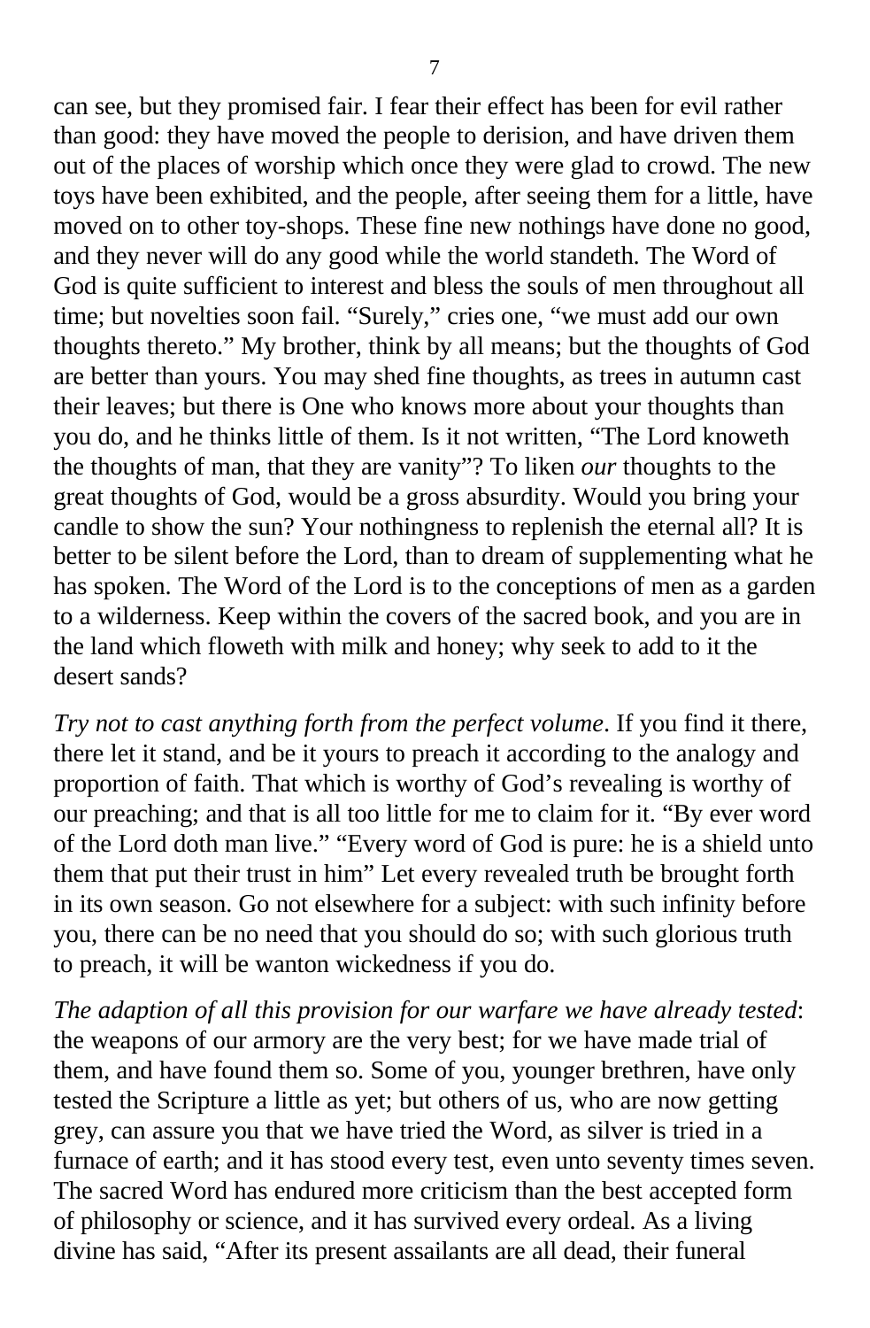can see, but they promised fair. I fear their effect has been for evil rather than good: they have moved the people to derision, and have driven them out of the places of worship which once they were glad to crowd. The new toys have been exhibited, and the people, after seeing them for a little, have moved on to other toy-shops. These fine new nothings have done no good, and they never will do any good while the world standeth. The Word of God is quite sufficient to interest and bless the souls of men throughout all time; but novelties soon fail. "Surely," cries one, "we must add our own thoughts thereto." My brother, think by all means; but the thoughts of God are better than yours. You may shed fine thoughts, as trees in autumn cast their leaves; but there is One who knows more about your thoughts than you do, and he thinks little of them. Is it not written, "The Lord knoweth the thoughts of man, that they are vanity"? To liken *our* thoughts to the great thoughts of God, would be a gross absurdity. Would you bring your candle to show the sun? Your nothingness to replenish the eternal all? It is better to be silent before the Lord, than to dream of supplementing what he has spoken. The Word of the Lord is to the conceptions of men as a garden to a wilderness. Keep within the covers of the sacred book, and you are in the land which floweth with milk and honey; why seek to add to it the desert sands?

*Try not to cast anything forth from the perfect volume*. If you find it there, there let it stand, and be it yours to preach it according to the analogy and proportion of faith. That which is worthy of God's revealing is worthy of our preaching; and that is all too little for me to claim for it. "By ever word of the Lord doth man live." "Every word of God is pure: he is a shield unto them that put their trust in him" Let every revealed truth be brought forth in its own season. Go not elsewhere for a subject: with such infinity before you, there can be no need that you should do so; with such glorious truth to preach, it will be wanton wickedness if you do.

*The adaption of all this provision for our warfare we have already tested*: the weapons of our armory are the very best; for we have made trial of them, and have found them so. Some of you, younger brethren, have only tested the Scripture a little as yet; but others of us, who are now getting grey, can assure you that we have tried the Word, as silver is tried in a furnace of earth; and it has stood every test, even unto seventy times seven. The sacred Word has endured more criticism than the best accepted form of philosophy or science, and it has survived every ordeal. As a living divine has said, "After its present assailants are all dead, their funeral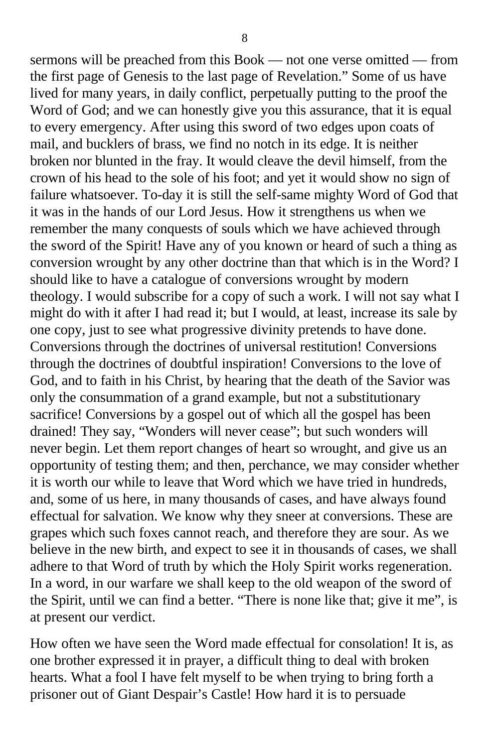sermons will be preached from this Book — not one verse omitted — from the first page of Genesis to the last page of Revelation." Some of us have lived for many years, in daily conflict, perpetually putting to the proof the Word of God; and we can honestly give you this assurance, that it is equal to every emergency. After using this sword of two edges upon coats of mail, and bucklers of brass, we find no notch in its edge. It is neither broken nor blunted in the fray. It would cleave the devil himself, from the crown of his head to the sole of his foot; and yet it would show no sign of failure whatsoever. To-day it is still the self-same mighty Word of God that it was in the hands of our Lord Jesus. How it strengthens us when we remember the many conquests of souls which we have achieved through the sword of the Spirit! Have any of you known or heard of such a thing as conversion wrought by any other doctrine than that which is in the Word? I should like to have a catalogue of conversions wrought by modern theology. I would subscribe for a copy of such a work. I will not say what I might do with it after I had read it; but I would, at least, increase its sale by one copy, just to see what progressive divinity pretends to have done. Conversions through the doctrines of universal restitution! Conversions through the doctrines of doubtful inspiration! Conversions to the love of God, and to faith in his Christ, by hearing that the death of the Savior was only the consummation of a grand example, but not a substitutionary sacrifice! Conversions by a gospel out of which all the gospel has been drained! They say, "Wonders will never cease"; but such wonders will never begin. Let them report changes of heart so wrought, and give us an opportunity of testing them; and then, perchance, we may consider whether it is worth our while to leave that Word which we have tried in hundreds, and, some of us here, in many thousands of cases, and have always found effectual for salvation. We know why they sneer at conversions. These are grapes which such foxes cannot reach, and therefore they are sour. As we believe in the new birth, and expect to see it in thousands of cases, we shall adhere to that Word of truth by which the Holy Spirit works regeneration. In a word, in our warfare we shall keep to the old weapon of the sword of the Spirit, until we can find a better. "There is none like that; give it me", is at present our verdict.

How often we have seen the Word made effectual for consolation! It is, as one brother expressed it in prayer, a difficult thing to deal with broken hearts. What a fool I have felt myself to be when trying to bring forth a prisoner out of Giant Despair's Castle! How hard it is to persuade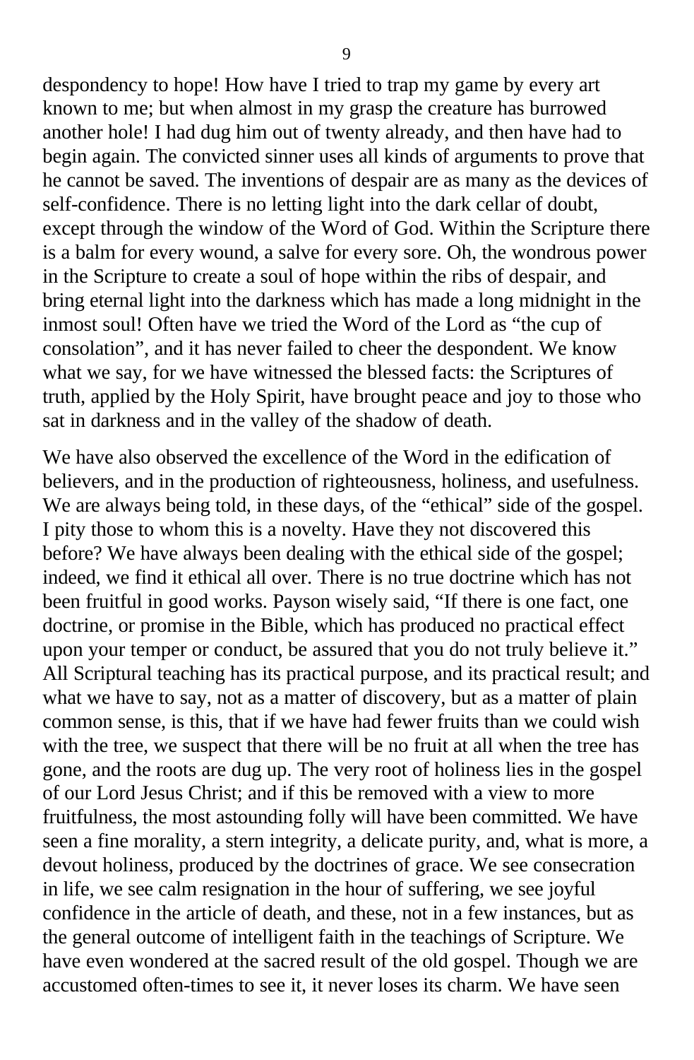despondency to hope! How have I tried to trap my game by every art known to me; but when almost in my grasp the creature has burrowed another hole! I had dug him out of twenty already, and then have had to begin again. The convicted sinner uses all kinds of arguments to prove that he cannot be saved. The inventions of despair are as many as the devices of self-confidence. There is no letting light into the dark cellar of doubt, except through the window of the Word of God. Within the Scripture there is a balm for every wound, a salve for every sore. Oh, the wondrous power in the Scripture to create a soul of hope within the ribs of despair, and bring eternal light into the darkness which has made a long midnight in the inmost soul! Often have we tried the Word of the Lord as "the cup of consolation", and it has never failed to cheer the despondent. We know what we say, for we have witnessed the blessed facts: the Scriptures of truth, applied by the Holy Spirit, have brought peace and joy to those who sat in darkness and in the valley of the shadow of death.

We have also observed the excellence of the Word in the edification of believers, and in the production of righteousness, holiness, and usefulness. We are always being told, in these days, of the "ethical" side of the gospel. I pity those to whom this is a novelty. Have they not discovered this before? We have always been dealing with the ethical side of the gospel; indeed, we find it ethical all over. There is no true doctrine which has not been fruitful in good works. Payson wisely said, "If there is one fact, one doctrine, or promise in the Bible, which has produced no practical effect upon your temper or conduct, be assured that you do not truly believe it." All Scriptural teaching has its practical purpose, and its practical result; and what we have to say, not as a matter of discovery, but as a matter of plain common sense, is this, that if we have had fewer fruits than we could wish with the tree, we suspect that there will be no fruit at all when the tree has gone, and the roots are dug up. The very root of holiness lies in the gospel of our Lord Jesus Christ; and if this be removed with a view to more fruitfulness, the most astounding folly will have been committed. We have seen a fine morality, a stern integrity, a delicate purity, and, what is more, a devout holiness, produced by the doctrines of grace. We see consecration in life, we see calm resignation in the hour of suffering, we see joyful confidence in the article of death, and these, not in a few instances, but as the general outcome of intelligent faith in the teachings of Scripture. We have even wondered at the sacred result of the old gospel. Though we are accustomed often-times to see it, it never loses its charm. We have seen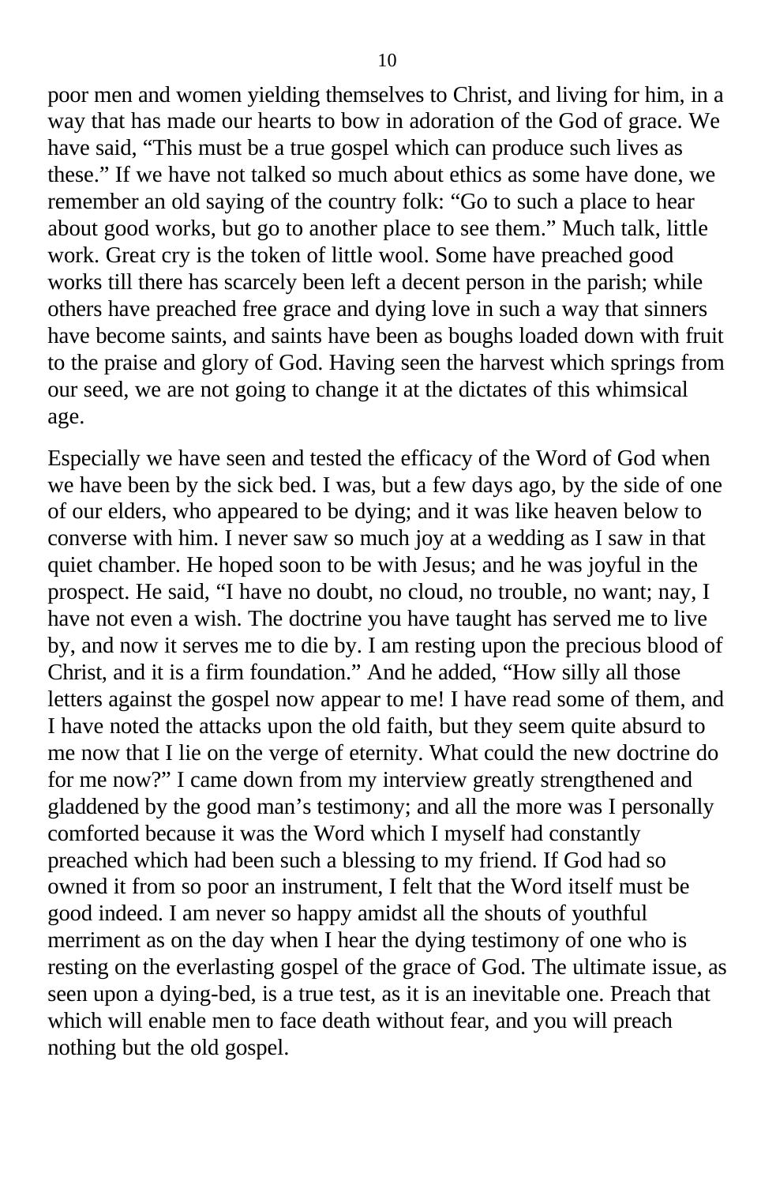poor men and women yielding themselves to Christ, and living for him, in a way that has made our hearts to bow in adoration of the God of grace. We have said, “This must be a true gospel which can produce such lives as these.” If we have not talked so much about ethics as some have done, we remember an old saying of the country folk: “Go to such a place to hear about good works, but go to another place to see them.” Much talk, little work. Great cry is the token of little wool. Some have preached good works till there has scarcely been left a decent person in the parish; while others have preached free grace and dying love in such a way that sinners have become saints, and saints have been as boughs loaded down with fruit to the praise and glory of God. Having seen the harvest which springs from our seed, we are not going to change it at the dictates of this whimsical age.

Especially we have seen and tested the efficacy of the Word of God when we have been by the sick bed. I was, but a few days ago, by the side of one of our elders, who appeared to be dying; and it was like heaven below to converse with him. I never saw so much joy at a wedding as I saw in that quiet chamber. He hoped soon to be with Jesus; and he was joyful in the prospect. He said, “I have no doubt, no cloud, no trouble, no want; nay, I have not even a wish. The doctrine you have taught has served me to live by, and now it serves me to die by. I am resting upon the precious blood of Christ, and it is a firm foundation.” And he added, “How silly all those letters against the gospel now appear to me! I have read some of them, and I have noted the attacks upon the old faith, but they seem quite absurd to me now that I lie on the verge of eternity. What could the new doctrine do for me now?” I came down from my interview greatly strengthened and gladdened by the good man’s testimony; and all the more was I personally comforted because it was the Word which I myself had constantly preached which had been such a blessing to my friend. If God had so owned it from so poor an instrument, I felt that the Word itself must be good indeed. I am never so happy amidst all the shouts of youthful merriment as on the day when I hear the dying testimony of one who is resting on the everlasting gospel of the grace of God. The ultimate issue, as seen upon a dying-bed, is a true test, as it is an inevitable one. Preach that which will enable men to face death without fear, and you will preach nothing but the old gospel.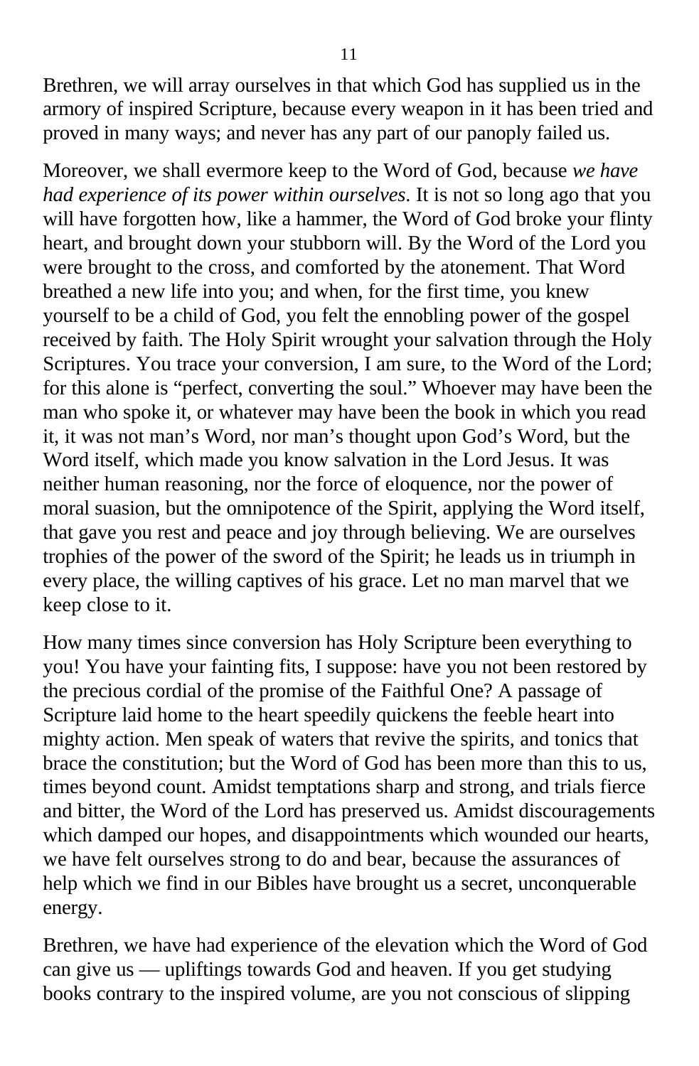Brethren, we will array ourselves in that which God has supplied us in the armory of inspired Scripture, because every weapon in it has been tried and proved in many ways; and never has any part of our panoply failed us.

Moreover, we shall evermore keep to the Word of God, because *we have had experience of its power within ourselves*. It is not so long ago that you will have forgotten how, like a hammer, the Word of God broke your flinty heart, and brought down your stubborn will. By the Word of the Lord you were brought to the cross, and comforted by the atonement. That Word breathed a new life into you; and when, for the first time, you knew yourself to be a child of God, you felt the ennobling power of the gospel received by faith. The Holy Spirit wrought your salvation through the Holy Scriptures. You trace your conversion, I am sure, to the Word of the Lord; for this alone is "perfect, converting the soul." Whoever may have been the man who spoke it, or whatever may have been the book in which you read it, it was not man's Word, nor man's thought upon God's Word, but the Word itself, which made you know salvation in the Lord Jesus. It was neither human reasoning, nor the force of eloquence, nor the power of moral suasion, but the omnipotence of the Spirit, applying the Word itself, that gave you rest and peace and joy through believing. We are ourselves trophies of the power of the sword of the Spirit; he leads us in triumph in every place, the willing captives of his grace. Let no man marvel that we keep close to it.

How many times since conversion has Holy Scripture been everything to you! You have your fainting fits, I suppose: have you not been restored by the precious cordial of the promise of the Faithful One? A passage of Scripture laid home to the heart speedily quickens the feeble heart into mighty action. Men speak of waters that revive the spirits, and tonics that brace the constitution; but the Word of God has been more than this to us, times beyond count. Amidst temptations sharp and strong, and trials fierce and bitter, the Word of the Lord has preserved us. Amidst discouragements which damped our hopes, and disappointments which wounded our hearts, we have felt ourselves strong to do and bear, because the assurances of help which we find in our Bibles have brought us a secret, unconquerable energy.

Brethren, we have had experience of the elevation which the Word of God can give us — upliftings towards God and heaven. If you get studying books contrary to the inspired volume, are you not conscious of slipping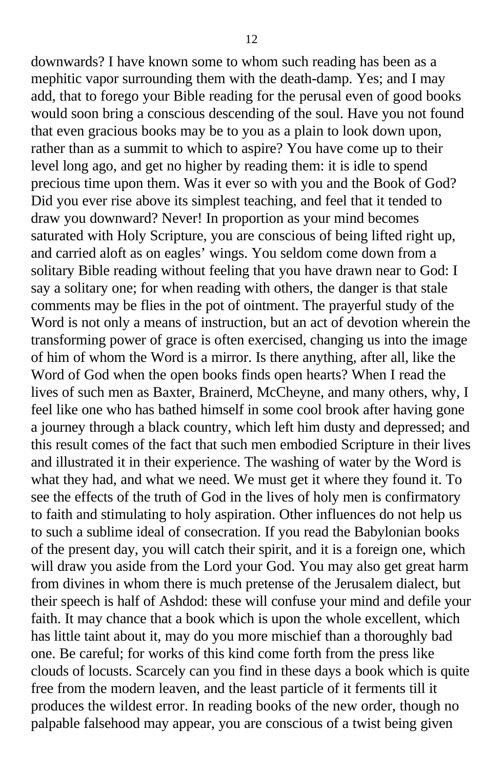downwards? I have known some to whom such reading has been as a mephitic vapor surrounding them with the death-damp. Yes; and I may add, that to forego your Bible reading for the perusal even of good books would soon bring a conscious descending of the soul. Have you not found that even gracious books may be to you as a plain to look down upon, rather than as a summit to which to aspire? You have come up to their level long ago, and get no higher by reading them: it is idle to spend precious time upon them. Was it ever so with you and the Book of God? Did you ever rise above its simplest teaching, and feel that it tended to draw you downward? Never! In proportion as your mind becomes saturated with Holy Scripture, you are conscious of being lifted right up, and carried aloft as on eagles' wings. You seldom come down from a solitary Bible reading without feeling that you have drawn near to God: I say a solitary one; for when reading with others, the danger is that stale comments may be flies in the pot of ointment. The prayerful study of the Word is not only a means of instruction, but an act of devotion wherein the transforming power of grace is often exercised, changing us into the image of him of whom the Word is a mirror. Is there anything, after all, like the Word of God when the open books finds open hearts? When I read the lives of such men as Baxter, Brainerd, McCheyne, and many others, why, I feel like one who has bathed himself in some cool brook after having gone a journey through a black country, which left him dusty and depressed; and this result comes of the fact that such men embodied Scripture in their lives and illustrated it in their experience. The washing of water by the Word is what they had, and what we need. We must get it where they found it. To see the effects of the truth of God in the lives of holy men is confirmatory to faith and stimulating to holy aspiration. Other influences do not help us to such a sublime ideal of consecration. If you read the Babylonian books of the present day, you will catch their spirit, and it is a foreign one, which will draw you aside from the Lord your God. You may also get great harm from divines in whom there is much pretense of the Jerusalem dialect, but their speech is half of Ashdod: these will confuse your mind and defile your faith. It may chance that a book which is upon the whole excellent, which has little taint about it, may do you more mischief than a thoroughly bad one. Be careful; for works of this kind come forth from the press like clouds of locusts. Scarcely can you find in these days a book which is quite free from the modern leaven, and the least particle of it ferments till it produces the wildest error. In reading books of the new order, though no palpable falsehood may appear, you are conscious of a twist being given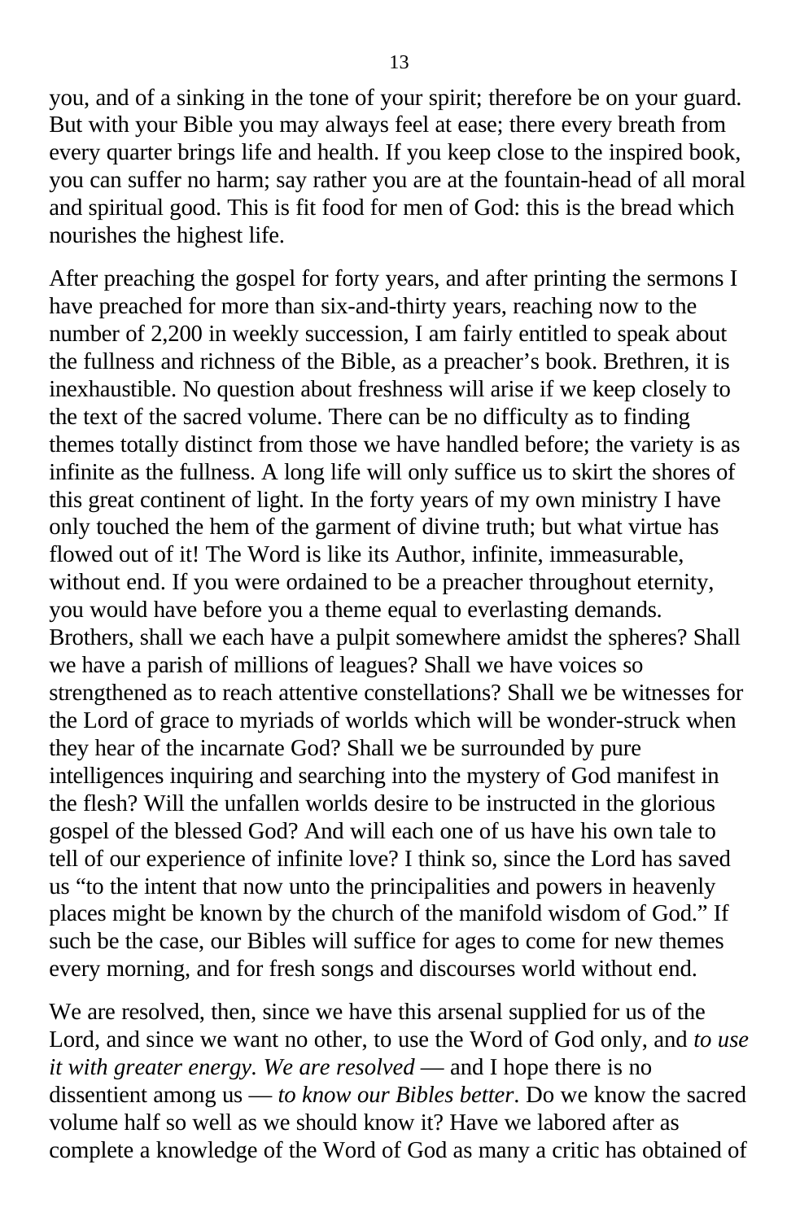you, and of a sinking in the tone of your spirit; therefore be on your guard. But with your Bible you may always feel at ease; there every breath from every quarter brings life and health. If you keep close to the inspired book, you can suffer no harm; say rather you are at the fountain-head of all moral and spiritual good. This is fit food for men of God: this is the bread which nourishes the highest life.

After preaching the gospel for forty years, and after printing the sermons I have preached for more than six-and-thirty years, reaching now to the number of 2,200 in weekly succession, I am fairly entitled to speak about the fullness and richness of the Bible, as a preacher's book. Brethren, it is inexhaustible. No question about freshness will arise if we keep closely to the text of the sacred volume. There can be no difficulty as to finding themes totally distinct from those we have handled before; the variety is as infinite as the fullness. A long life will only suffice us to skirt the shores of this great continent of light. In the forty years of my own ministry I have only touched the hem of the garment of divine truth; but what virtue has flowed out of it! The Word is like its Author, infinite, immeasurable, without end. If you were ordained to be a preacher throughout eternity, you would have before you a theme equal to everlasting demands. Brothers, shall we each have a pulpit somewhere amidst the spheres? Shall we have a parish of millions of leagues? Shall we have voices so strengthened as to reach attentive constellations? Shall we be witnesses for the Lord of grace to myriads of worlds which will be wonder-struck when they hear of the incarnate God? Shall we be surrounded by pure intelligences inquiring and searching into the mystery of God manifest in the flesh? Will the unfallen worlds desire to be instructed in the glorious gospel of the blessed God? And will each one of us have his own tale to tell of our experience of infinite love? I think so, since the Lord has saved us "to the intent that now unto the principalities and powers in heavenly places might be known by the church of the manifold wisdom of God." If such be the case, our Bibles will suffice for ages to come for new themes every morning, and for fresh songs and discourses world without end.

We are resolved, then, since we have this arsenal supplied for us of the Lord, and since we want no other, to use the Word of God only, and *to use it with greater energy. We are resolved* — and I hope there is no dissentient among us — *to know our Bibles better*. Do we know the sacred volume half so well as we should know it? Have we labored after as complete a knowledge of the Word of God as many a critic has obtained of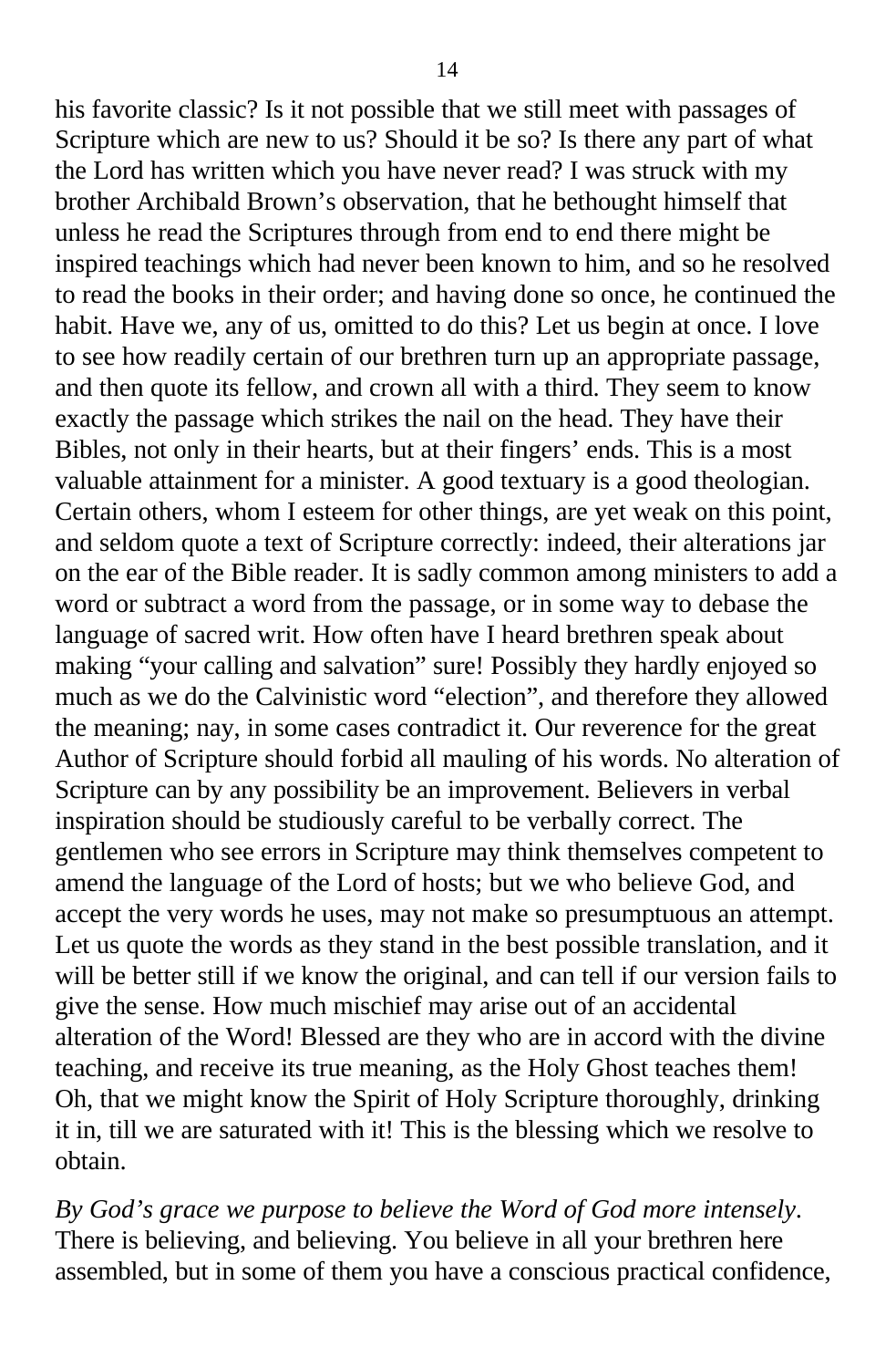his favorite classic? Is it not possible that we still meet with passages of Scripture which are new to us? Should it be so? Is there any part of what the Lord has written which you have never read? I was struck with my brother Archibald Brown's observation, that he bethought himself that unless he read the Scriptures through from end to end there might be inspired teachings which had never been known to him, and so he resolved to read the books in their order; and having done so once, he continued the habit. Have we, any of us, omitted to do this? Let us begin at once. I love to see how readily certain of our brethren turn up an appropriate passage, and then quote its fellow, and crown all with a third. They seem to know exactly the passage which strikes the nail on the head. They have their Bibles, not only in their hearts, but at their fingers' ends. This is a most valuable attainment for a minister. A good textuary is a good theologian. Certain others, whom I esteem for other things, are yet weak on this point, and seldom quote a text of Scripture correctly: indeed, their alterations jar on the ear of the Bible reader. It is sadly common among ministers to add a word or subtract a word from the passage, or in some way to debase the language of sacred writ. How often have I heard brethren speak about making "your calling and salvation" sure! Possibly they hardly enjoyed so much as we do the Calvinistic word "election", and therefore they allowed the meaning; nay, in some cases contradict it. Our reverence for the great Author of Scripture should forbid all mauling of his words. No alteration of Scripture can by any possibility be an improvement. Believers in verbal inspiration should be studiously careful to be verbally correct. The gentlemen who see errors in Scripture may think themselves competent to amend the language of the Lord of hosts; but we who believe God, and accept the very words he uses, may not make so presumptuous an attempt. Let us quote the words as they stand in the best possible translation, and it will be better still if we know the original, and can tell if our version fails to give the sense. How much mischief may arise out of an accidental alteration of the Word! Blessed are they who are in accord with the divine teaching, and receive its true meaning, as the Holy Ghost teaches them! Oh, that we might know the Spirit of Holy Scripture thoroughly, drinking it in, till we are saturated with it! This is the blessing which we resolve to obtain.

*By God's grace we purpose to believe the Word of God more intensely*. There is believing, and believing. You believe in all your brethren here assembled, but in some of them you have a conscious practical confidence,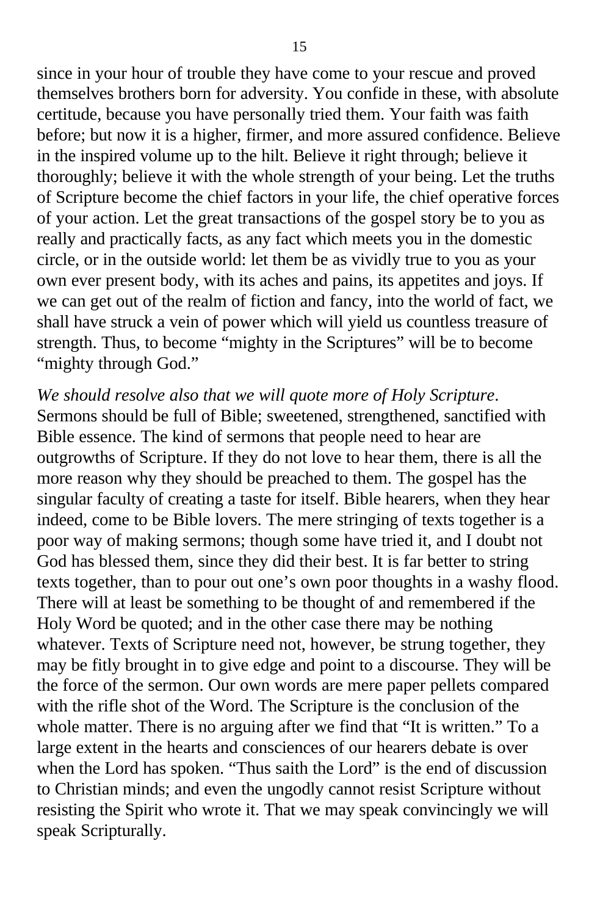since in your hour of trouble they have come to your rescue and proved themselves brothers born for adversity. You confide in these, with absolute certitude, because you have personally tried them. Your faith was faith before; but now it is a higher, firmer, and more assured confidence. Believe in the inspired volume up to the hilt. Believe it right through; believe it thoroughly; believe it with the whole strength of your being. Let the truths of Scripture become the chief factors in your life, the chief operative forces of your action. Let the great transactions of the gospel story be to you as really and practically facts, as any fact which meets you in the domestic circle, or in the outside world: let them be as vividly true to you as your own ever present body, with its aches and pains, its appetites and joys. If we can get out of the realm of fiction and fancy, into the world of fact, we shall have struck a vein of power which will yield us countless treasure of strength. Thus, to become "mighty in the Scriptures" will be to become "mighty through God."

*We should resolve also that we will quote more of Holy Scripture*. Sermons should be full of Bible; sweetened, strengthened, sanctified with Bible essence. The kind of sermons that people need to hear are outgrowths of Scripture. If they do not love to hear them, there is all the more reason why they should be preached to them. The gospel has the singular faculty of creating a taste for itself. Bible hearers, when they hear indeed, come to be Bible lovers. The mere stringing of texts together is a poor way of making sermons; though some have tried it, and I doubt not God has blessed them, since they did their best. It is far better to string texts together, than to pour out one's own poor thoughts in a washy flood. There will at least be something to be thought of and remembered if the Holy Word be quoted; and in the other case there may be nothing whatever. Texts of Scripture need not, however, be strung together, they may be fitly brought in to give edge and point to a discourse. They will be the force of the sermon. Our own words are mere paper pellets compared with the rifle shot of the Word. The Scripture is the conclusion of the whole matter. There is no arguing after we find that "It is written." To a large extent in the hearts and consciences of our hearers debate is over when the Lord has spoken. "Thus saith the Lord" is the end of discussion to Christian minds; and even the ungodly cannot resist Scripture without resisting the Spirit who wrote it. That we may speak convincingly we will speak Scripturally.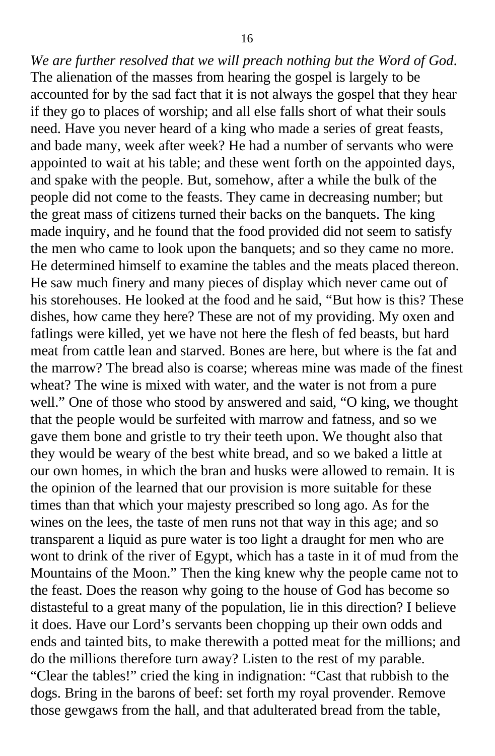*We are further resolved that we will preach nothing but the Word of God.* The alienation of the masses from hearing the gospel is largely to be accounted for by the sad fact that it is not always the gospel that they hear if they go to places of worship; and all else falls short of what their souls need. Have you never heard of a king who made a series of great feasts, and bade many, week after week? He had a number of servants who were appointed to wait at his table; and these went forth on the appointed days, and spake with the people. But, somehow, after a while the bulk of the people did not come to the feasts. They came in decreasing number; but the great mass of citizens turned their backs on the banquets. The king made inquiry, and he found that the food provided did not seem to satisfy the men who came to look upon the banquets; and so they came no more. He determined himself to examine the tables and the meats placed thereon. He saw much finery and many pieces of display which never came out of his storehouses. He looked at the food and he said, "But how is this? These dishes, how came they here? These are not of my providing. My oxen and fatlings were killed, yet we have not here the flesh of fed beasts, but hard meat from cattle lean and starved. Bones are here, but where is the fat and the marrow? The bread also is coarse; whereas mine was made of the finest wheat? The wine is mixed with water, and the water is not from a pure well." One of those who stood by answered and said, "O king, we thought that the people would be surfeited with marrow and fatness, and so we gave them bone and gristle to try their teeth upon. We thought also that they would be weary of the best white bread, and so we baked a little at our own homes, in which the bran and husks were allowed to remain. It is the opinion of the learned that our provision is more suitable for these times than that which your majesty prescribed so long ago. As for the wines on the lees, the taste of men runs not that way in this age; and so transparent a liquid as pure water is too light a draught for men who are wont to drink of the river of Egypt, which has a taste in it of mud from the Mountains of the Moon." Then the king knew why the people came not to the feast. Does the reason why going to the house of God has become so distasteful to a great many of the population, lie in this direction? I believe it does. Have our Lord's servants been chopping up their own odds and ends and tainted bits, to make therewith a potted meat for the millions; and do the millions therefore turn away? Listen to the rest of my parable. "Clear the tables!" cried the king in indignation: "Cast that rubbish to the dogs. Bring in the barons of beef: set forth my royal provender. Remove those gewgaws from the hall, and that adulterated bread from the table,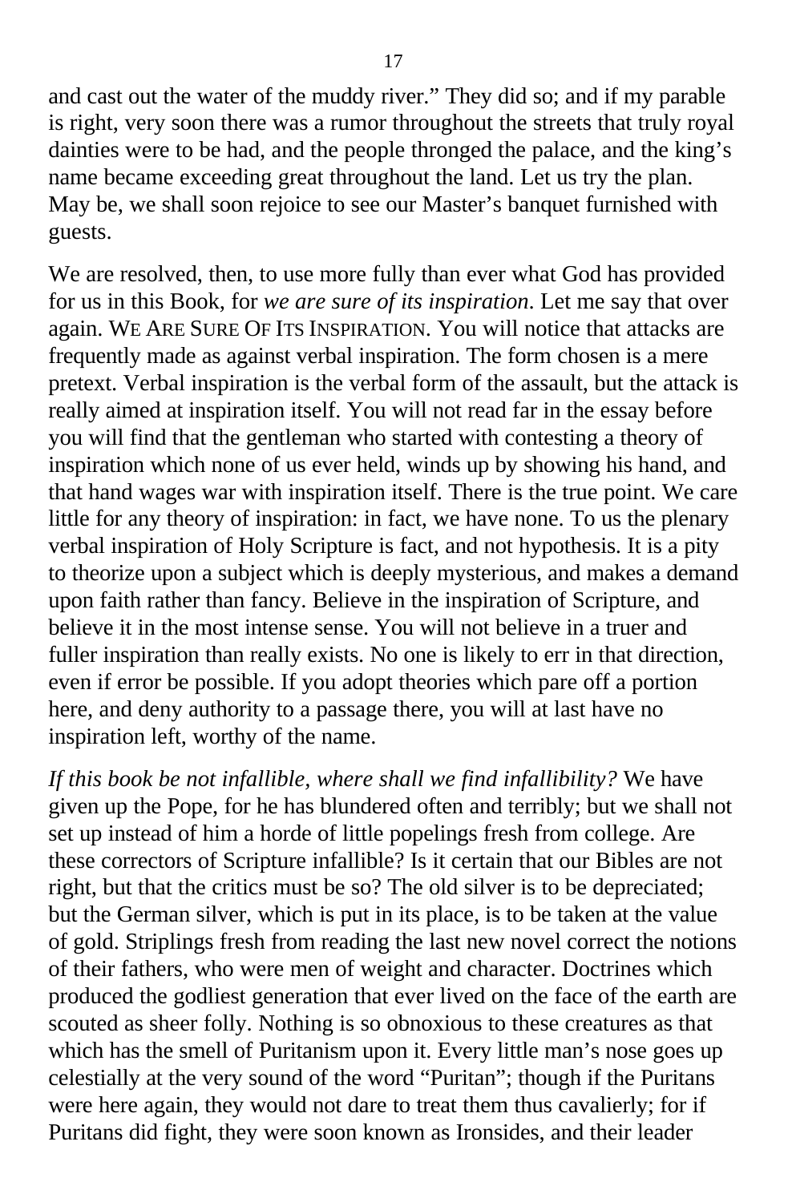and cast out the water of the muddy river.” They did so; and if my parable is right, very soon there was a rumor throughout the streets that truly royal dainties were to be had, and the people thronged the palace, and the king’s name became exceeding great throughout the land. Let us try the plan. May be, we shall soon rejoice to see our Master’s banquet furnished with guests.

We are resolved, then, to use more fully than ever what God has provided for us in this Book, for *we are sure of its inspiration*. Let me say that over again. WE ARE SURE OF ITS INSPIRATION. You will notice that attacks are frequently made as against verbal inspiration. The form chosen is a mere pretext. Verbal inspiration is the verbal form of the assault, but the attack is really aimed at inspiration itself. You will not read far in the essay before you will find that the gentleman who started with contesting a theory of inspiration which none of us ever held, winds up by showing his hand, and that hand wages war with inspiration itself. There is the true point. We care little for any theory of inspiration: in fact, we have none. To us the plenary verbal inspiration of Holy Scripture is fact, and not hypothesis. It is a pity to theorize upon a subject which is deeply mysterious, and makes a demand upon faith rather than fancy. Believe in the inspiration of Scripture, and believe it in the most intense sense. You will not believe in a truer and fuller inspiration than really exists. No one is likely to err in that direction, even if error be possible. If you adopt theories which pare off a portion here, and deny authority to a passage there, you will at last have no inspiration left, worthy of the name.

*If this book be not infallible, where shall we find infallibility?* We have given up the Pope, for he has blundered often and terribly; but we shall not set up instead of him a horde of little popelings fresh from college. Are these correctors of Scripture infallible? Is it certain that our Bibles are not right, but that the critics must be so? The old silver is to be depreciated; but the German silver, which is put in its place, is to be taken at the value of gold. Striplings fresh from reading the last new novel correct the notions of their fathers, who were men of weight and character. Doctrines which produced the godliest generation that ever lived on the face of the earth are scouted as sheer folly. Nothing is so obnoxious to these creatures as that which has the smell of Puritanism upon it. Every little man’s nose goes up celestially at the very sound of the word “Puritan”; though if the Puritans were here again, they would not dare to treat them thus cavalierly; for if Puritans did fight, they were soon known as Ironsides, and their leader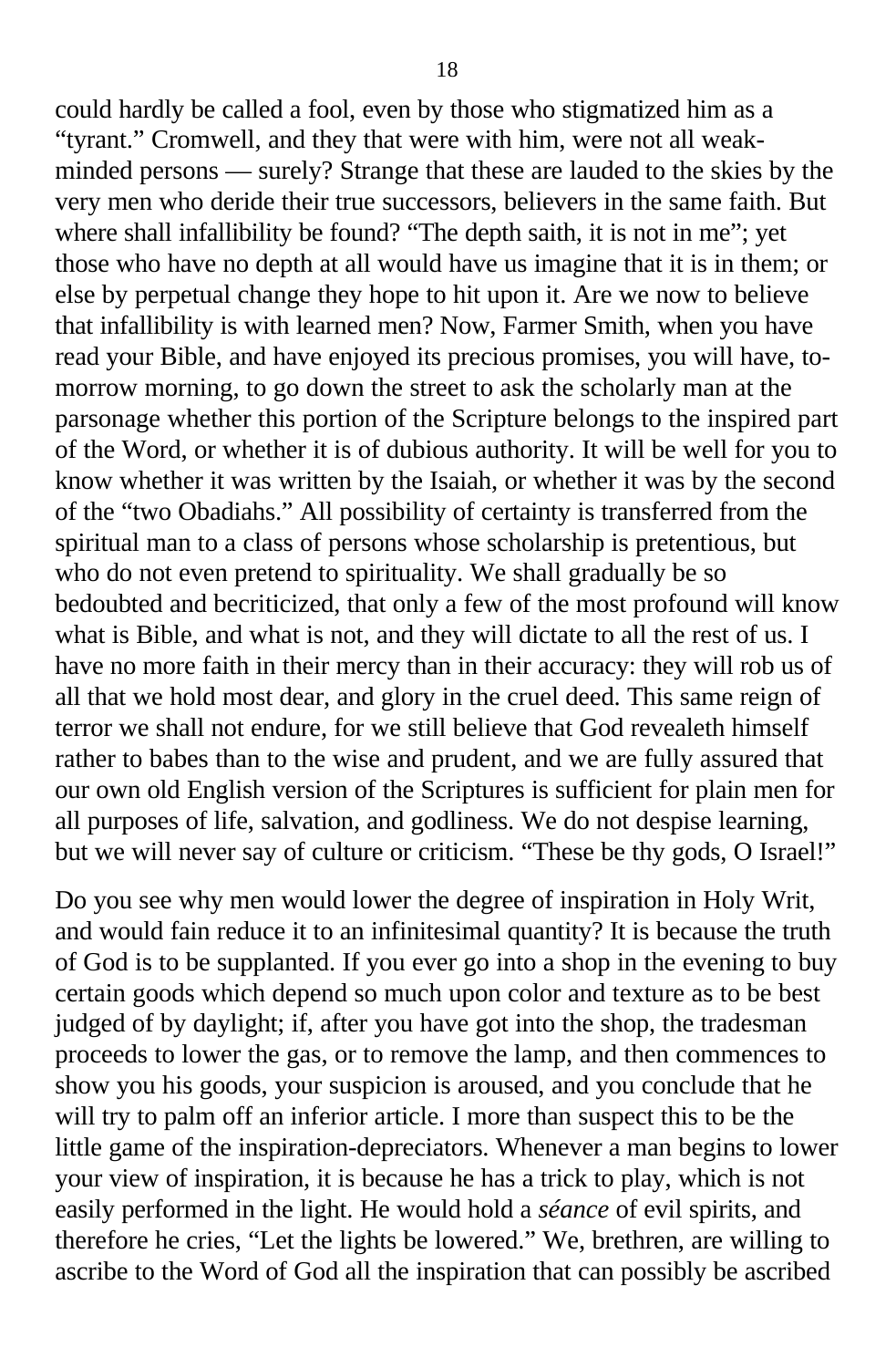could hardly be called a fool, even by those who stigmatized him as a "tyrant." Cromwell, and they that were with him, were not all weak-minded persons — surely? Strange that these are lauded to the skies by the very men who deride their true successors, believers in the same faith. But where shall infallibility be found? "The depth saith, it is not in me"; yet those who have no depth at all would have us imagine that it is in them; or else by perpetual change they hope to hit upon it. Are we now to believe that infallibility is with learned men? Now, Farmer Smith, when you have read your Bible, and have enjoyed its precious promises, you will have, to-morrow morning, to go down the street to ask the scholarly man at the parsonage whether this portion of the Scripture belongs to the inspired part of the Word, or whether it is of dubious authority. It will be well for you to know whether it was written by the Isaiah, or whether it was by the second of the "two Obadiahs." All possibility of certainty is transferred from the spiritual man to a class of persons whose scholarship is pretentious, but who do not even pretend to spirituality. We shall gradually be so bedoubted and becriticized, that only a few of the most profound will know what is Bible, and what is not, and they will dictate to all the rest of us. I have no more faith in their mercy than in their accuracy: they will rob us of all that we hold most dear, and glory in the cruel deed. This same reign of terror we shall not endure, for we still believe that God revealeth himself rather to babes than to the wise and prudent, and we are fully assured that our own old English version of the Scriptures is sufficient for plain men for all purposes of life, salvation, and godliness. We do not despise learning, but we will never say of culture or criticism. "These be thy gods, O Israel!"

Do you see why men would lower the degree of inspiration in Holy Writ, and would fain reduce it to an infinitesimal quantity? It is because the truth of God is to be supplanted. If you ever go into a shop in the evening to buy certain goods which depend so much upon color and texture as to be best judged of by daylight; if, after you have got into the shop, the tradesman proceeds to lower the gas, or to remove the lamp, and then commences to show you his goods, your suspicion is aroused, and you conclude that he will try to palm off an inferior article. I more than suspect this to be the little game of the inspiration-depreciators. Whenever a man begins to lower your view of inspiration, it is because he has a trick to play, which is not easily performed in the light. He would hold a *séance* of evil spirits, and therefore he cries, "Let the lights be lowered." We, brethren, are willing to ascribe to the Word of God all the inspiration that can possibly be ascribed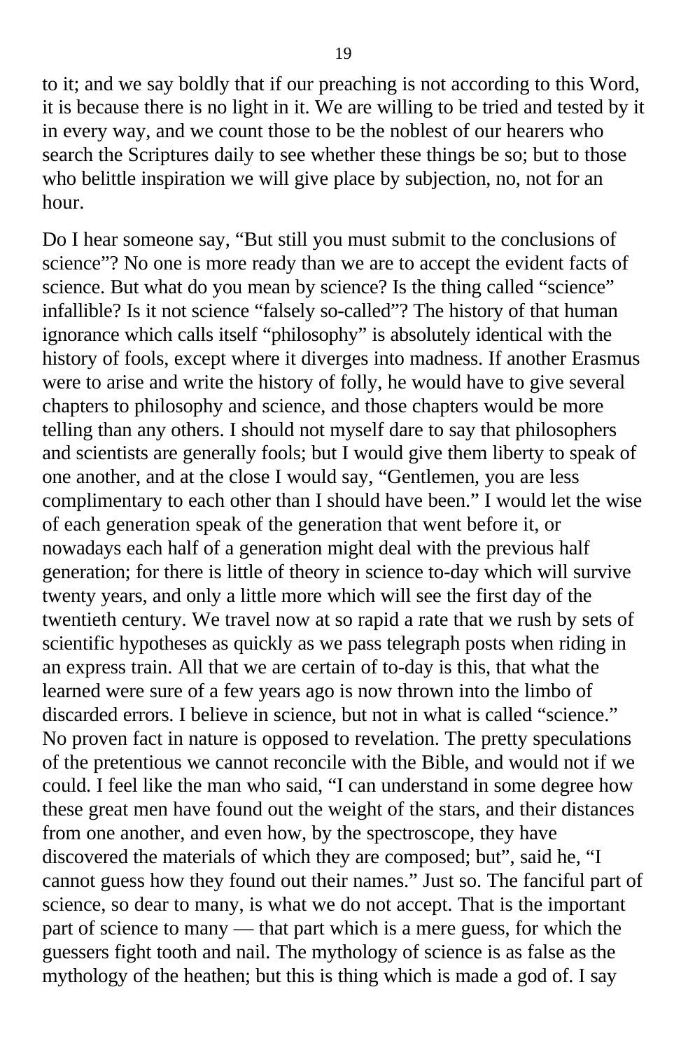to it; and we say boldly that if our preaching is not according to this Word, it is because there is no light in it. We are willing to be tried and tested by it in every way, and we count those to be the noblest of our hearers who search the Scriptures daily to see whether these things be so; but to those who belittle inspiration we will give place by subjection, no, not for an hour.

Do I hear someone say, "But still you must submit to the conclusions of science"? No one is more ready than we are to accept the evident facts of science. But what do you mean by science? Is the thing called "science" infallible? Is it not science "falsely so-called"? The history of that human ignorance which calls itself "philosophy" is absolutely identical with the history of fools, except where it diverges into madness. If another Erasmus were to arise and write the history of folly, he would have to give several chapters to philosophy and science, and those chapters would be more telling than any others. I should not myself dare to say that philosophers and scientists are generally fools; but I would give them liberty to speak of one another, and at the close I would say, "Gentlemen, you are less complimentary to each other than I should have been." I would let the wise of each generation speak of the generation that went before it, or nowadays each half of a generation might deal with the previous half generation; for there is little of theory in science to-day which will survive twenty years, and only a little more which will see the first day of the twentieth century. We travel now at so rapid a rate that we rush by sets of scientific hypotheses as quickly as we pass telegraph posts when riding in an express train. All that we are certain of to-day is this, that what the learned were sure of a few years ago is now thrown into the limbo of discarded errors. I believe in science, but not in what is called "science." No proven fact in nature is opposed to revelation. The pretty speculations of the pretentious we cannot reconcile with the Bible, and would not if we could. I feel like the man who said, "I can understand in some degree how these great men have found out the weight of the stars, and their distances from one another, and even how, by the spectroscope, they have discovered the materials of which they are composed; but", said he, "I cannot guess how they found out their names." Just so. The fanciful part of science, so dear to many, is what we do not accept. That is the important part of science to many — that part which is a mere guess, for which the guessers fight tooth and nail. The mythology of science is as false as the mythology of the heathen; but this is thing which is made a god of. I say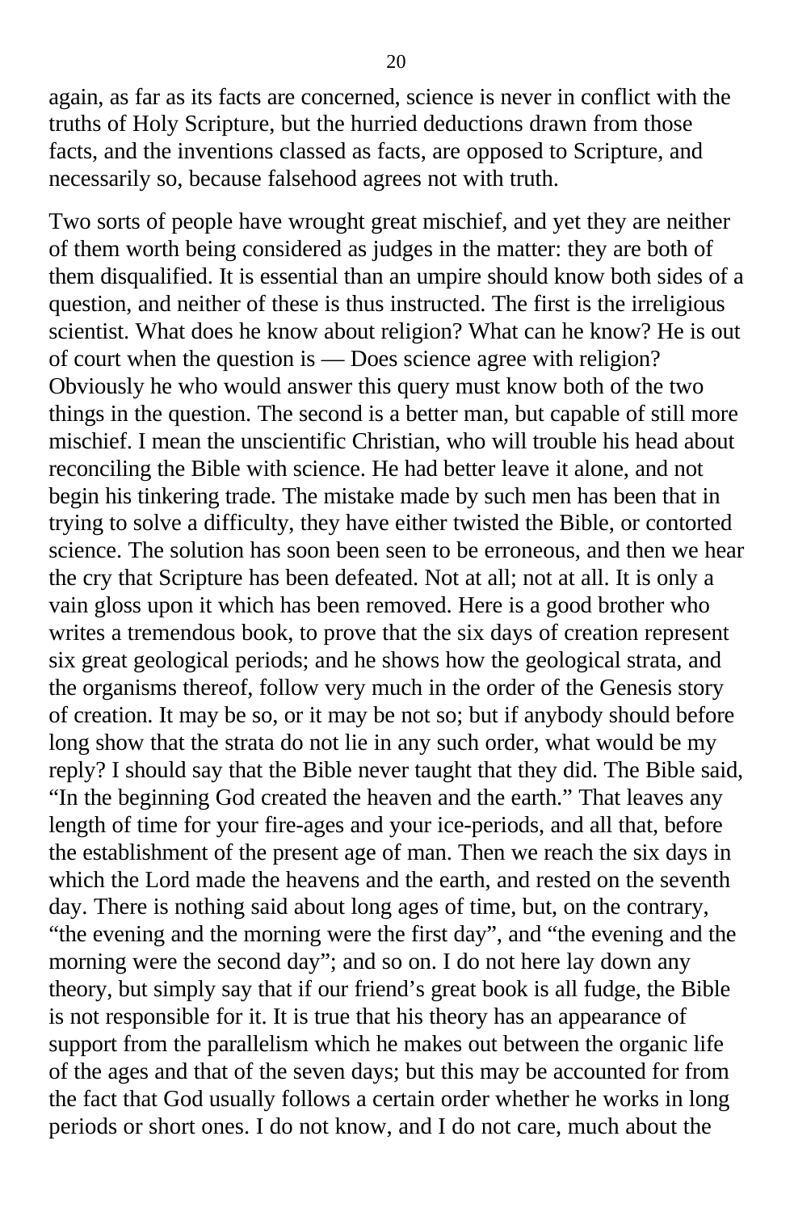again, as far as its facts are concerned, science is never in conflict with the truths of Holy Scripture, but the hurried deductions drawn from those facts, and the inventions classed as facts, are opposed to Scripture, and necessarily so, because falsehood agrees not with truth.

Two sorts of people have wrought great mischief, and yet they are neither of them worth being considered as judges in the matter: they are both of them disqualified. It is essential than an umpire should know both sides of a question, and neither of these is thus instructed. The first is the irreligious scientist. What does he know about religion? What can he know? He is out of court when the question is — Does science agree with religion? Obviously he who would answer this query must know both of the two things in the question. The second is a better man, but capable of still more mischief. I mean the unscientific Christian, who will trouble his head about reconciling the Bible with science. He had better leave it alone, and not begin his tinkering trade. The mistake made by such men has been that in trying to solve a difficulty, they have either twisted the Bible, or contorted science. The solution has soon been seen to be erroneous, and then we hear the cry that Scripture has been defeated. Not at all; not at all. It is only a vain gloss upon it which has been removed. Here is a good brother who writes a tremendous book, to prove that the six days of creation represent six great geological periods; and he shows how the geological strata, and the organisms thereof, follow very much in the order of the Genesis story of creation. It may be so, or it may be not so; but if anybody should before long show that the strata do not lie in any such order, what would be my reply? I should say that the Bible never taught that they did. The Bible said, "In the beginning God created the heaven and the earth." That leaves any length of time for your fire-ages and your ice-periods, and all that, before the establishment of the present age of man. Then we reach the six days in which the Lord made the heavens and the earth, and rested on the seventh day. There is nothing said about long ages of time, but, on the contrary, "the evening and the morning were the first day", and "the evening and the morning were the second day"; and so on. I do not here lay down any theory, but simply say that if our friend's great book is all fudge, the Bible is not responsible for it. It is true that his theory has an appearance of support from the parallelism which he makes out between the organic life of the ages and that of the seven days; but this may be accounted for from the fact that God usually follows a certain order whether he works in long periods or short ones. I do not know, and I do not care, much about the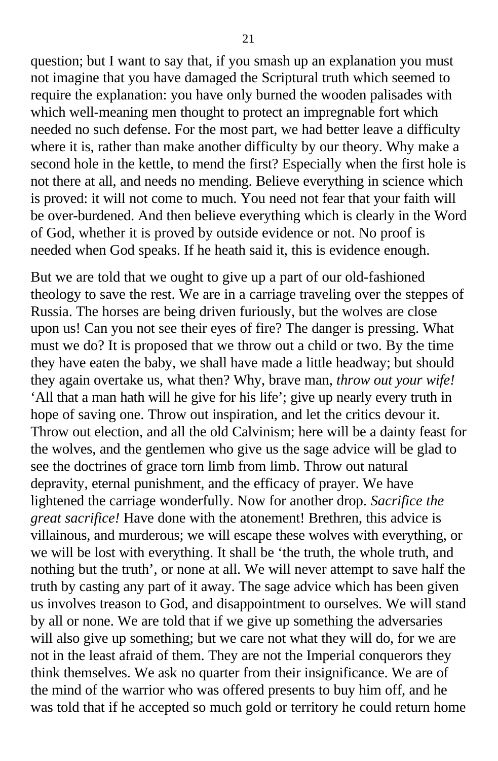question; but I want to say that, if you smash up an explanation you must not imagine that you have damaged the Scriptural truth which seemed to require the explanation: you have only burned the wooden palisades with which well-meaning men thought to protect an impregnable fort which needed no such defense. For the most part, we had better leave a difficulty where it is, rather than make another difficulty by our theory. Why make a second hole in the kettle, to mend the first? Especially when the first hole is not there at all, and needs no mending. Believe everything in science which is proved: it will not come to much. You need not fear that your faith will be over-burdened. And then believe everything which is clearly in the Word of God, whether it is proved by outside evidence or not. No proof is needed when God speaks. If he heath said it, this is evidence enough.

But we are told that we ought to give up a part of our old-fashioned theology to save the rest. We are in a carriage traveling over the steppes of Russia. The horses are being driven furiously, but the wolves are close upon us! Can you not see their eyes of fire? The danger is pressing. What must we do? It is proposed that we throw out a child or two. By the time they have eaten the baby, we shall have made a little headway; but should they again overtake us, what then? Why, brave man, *throw out your wife!* 'All that a man hath will he give for his life'; give up nearly every truth in hope of saving one. Throw out inspiration, and let the critics devour it. Throw out election, and all the old Calvinism; here will be a dainty feast for the wolves, and the gentlemen who give us the sage advice will be glad to see the doctrines of grace torn limb from limb. Throw out natural depravity, eternal punishment, and the efficacy of prayer. We have lightened the carriage wonderfully. Now for another drop. *Sacrifice the great sacrifice!* Have done with the atonement! Brethren, this advice is villainous, and murderous; we will escape these wolves with everything, or we will be lost with everything. It shall be 'the truth, the whole truth, and nothing but the truth', or none at all. We will never attempt to save half the truth by casting any part of it away. The sage advice which has been given us involves treason to God, and disappointment to ourselves. We will stand by all or none. We are told that if we give up something the adversaries will also give up something; but we care not what they will do, for we are not in the least afraid of them. They are not the Imperial conquerors they think themselves. We ask no quarter from their insignificance. We are of the mind of the warrior who was offered presents to buy him off, and he was told that if he accepted so much gold or territory he could return home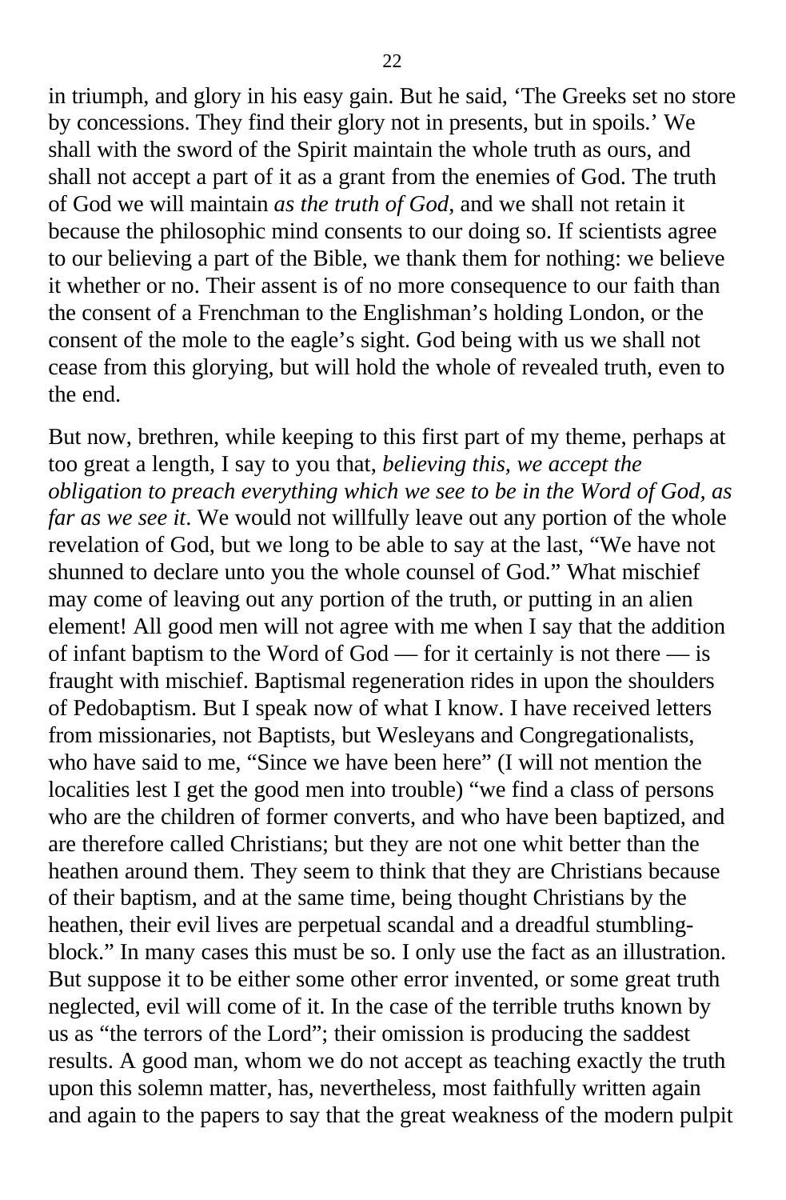in triumph, and glory in his easy gain. But he said, 'The Greeks set no store by concessions. They find their glory not in presents, but in spoils.' We shall with the sword of the Spirit maintain the whole truth as ours, and shall not accept a part of it as a grant from the enemies of God. The truth of God we will maintain *as the truth of God*, and we shall not retain it because the philosophic mind consents to our doing so. If scientists agree to our believing a part of the Bible, we thank them for nothing: we believe it whether or no. Their assent is of no more consequence to our faith than the consent of a Frenchman to the Englishman's holding London, or the consent of the mole to the eagle's sight. God being with us we shall not cease from this glorying, but will hold the whole of revealed truth, even to the end.

But now, brethren, while keeping to this first part of my theme, perhaps at too great a length, I say to you that, *believing this, we accept the obligation to preach everything which we see to be in the Word of God, as far as we see it*. We would not willfully leave out any portion of the whole revelation of God, but we long to be able to say at the last, "We have not shunned to declare unto you the whole counsel of God." What mischief may come of leaving out any portion of the truth, or putting in an alien element! All good men will not agree with me when I say that the addition of infant baptism to the Word of God — for it certainly is not there — is fraught with mischief. Baptismal regeneration rides in upon the shoulders of Pedobaptism. But I speak now of what I know. I have received letters from missionaries, not Baptists, but Wesleyans and Congregationalists, who have said to me, "Since we have been here" (I will not mention the localities lest I get the good men into trouble) "we find a class of persons who are the children of former converts, and who have been baptized, and are therefore called Christians; but they are not one whit better than the heathen around them. They seem to think that they are Christians because of their baptism, and at the same time, being thought Christians by the heathen, their evil lives are perpetual scandal and a dreadful stumbling-block." In many cases this must be so. I only use the fact as an illustration. But suppose it to be either some other error invented, or some great truth neglected, evil will come of it. In the case of the terrible truths known by us as "the terrors of the Lord"; their omission is producing the saddest results. A good man, whom we do not accept as teaching exactly the truth upon this solemn matter, has, nevertheless, most faithfully written again and again to the papers to say that the great weakness of the modern pulpit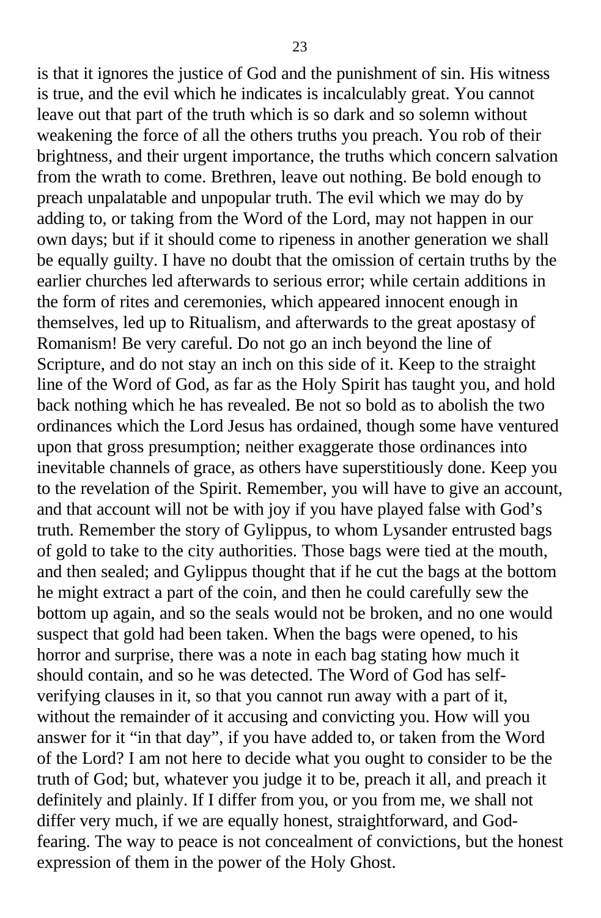is that it ignores the justice of God and the punishment of sin. His witness is true, and the evil which he indicates is incalculably great. You cannot leave out that part of the truth which is so dark and so solemn without weakening the force of all the others truths you preach. You rob of their brightness, and their urgent importance, the truths which concern salvation from the wrath to come. Brethren, leave out nothing. Be bold enough to preach unpalatable and unpopular truth. The evil which we may do by adding to, or taking from the Word of the Lord, may not happen in our own days; but if it should come to ripeness in another generation we shall be equally guilty. I have no doubt that the omission of certain truths by the earlier churches led afterwards to serious error; while certain additions in the form of rites and ceremonies, which appeared innocent enough in themselves, led up to Ritualism, and afterwards to the great apostasy of Romanism! Be very careful. Do not go an inch beyond the line of Scripture, and do not stay an inch on this side of it. Keep to the straight line of the Word of God, as far as the Holy Spirit has taught you, and hold back nothing which he has revealed. Be not so bold as to abolish the two ordinances which the Lord Jesus has ordained, though some have ventured upon that gross presumption; neither exaggerate those ordinances into inevitable channels of grace, as others have superstitiously done. Keep you to the revelation of the Spirit. Remember, you will have to give an account, and that account will not be with joy if you have played false with God's truth. Remember the story of Gylippus, to whom Lysander entrusted bags of gold to take to the city authorities. Those bags were tied at the mouth, and then sealed; and Gylippus thought that if he cut the bags at the bottom he might extract a part of the coin, and then he could carefully sew the bottom up again, and so the seals would not be broken, and no one would suspect that gold had been taken. When the bags were opened, to his horror and surprise, there was a note in each bag stating how much it should contain, and so he was detected. The Word of God has self-verifying clauses in it, so that you cannot run away with a part of it, without the remainder of it accusing and convicting you. How will you answer for it "in that day", if you have added to, or taken from the Word of the Lord? I am not here to decide what you ought to consider to be the truth of God; but, whatever you judge it to be, preach it all, and preach it definitely and plainly. If I differ from you, or you from me, we shall not differ very much, if we are equally honest, straightforward, and God-fearing. The way to peace is not concealment of convictions, but the honest expression of them in the power of the Holy Ghost.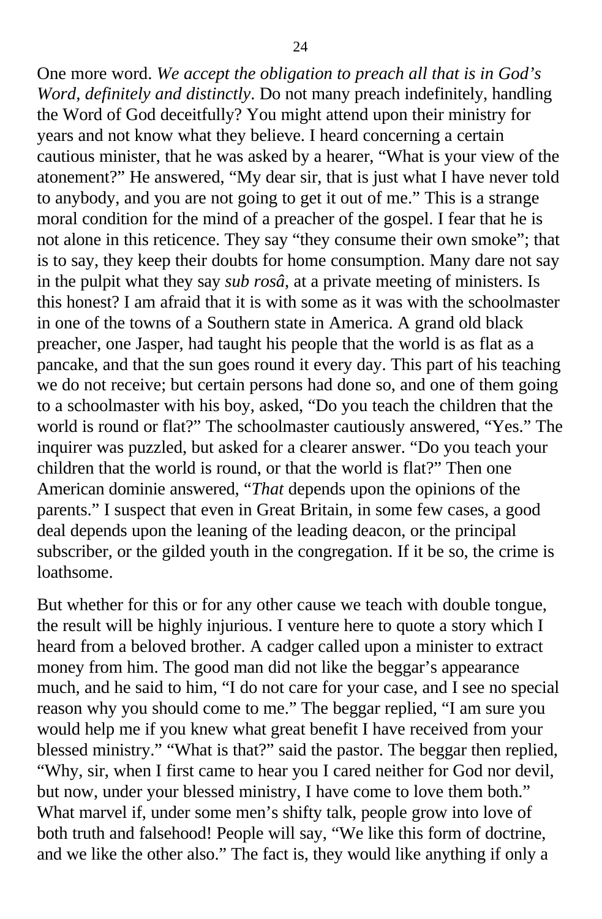One more word. *We accept the obligation to preach all that is in God's Word, definitely and distinctly*. Do not many preach indefinitely, handling the Word of God deceitfully? You might attend upon their ministry for years and not know what they believe. I heard concerning a certain cautious minister, that he was asked by a hearer, "What is your view of the atonement?" He answered, "My dear sir, that is just what I have never told to anybody, and you are not going to get it out of me." This is a strange moral condition for the mind of a preacher of the gospel. I fear that he is not alone in this reticence. They say "they consume their own smoke"; that is to say, they keep their doubts for home consumption. Many dare not say in the pulpit what they say *sub rosâ*, at a private meeting of ministers. Is this honest? I am afraid that it is with some as it was with the schoolmaster in one of the towns of a Southern state in America. A grand old black preacher, one Jasper, had taught his people that the world is as flat as a pancake, and that the sun goes round it every day. This part of his teaching we do not receive; but certain persons had done so, and one of them going to a schoolmaster with his boy, asked, "Do you teach the children that the world is round or flat?" The schoolmaster cautiously answered, "Yes." The inquirer was puzzled, but asked for a clearer answer. "Do you teach your children that the world is round, or that the world is flat?" Then one American dominie answered, "*That* depends upon the opinions of the parents." I suspect that even in Great Britain, in some few cases, a good deal depends upon the leaning of the leading deacon, or the principal subscriber, or the gilded youth in the congregation. If it be so, the crime is loathsome.

But whether for this or for any other cause we teach with double tongue, the result will be highly injurious. I venture here to quote a story which I heard from a beloved brother. A cadger called upon a minister to extract money from him. The good man did not like the beggar's appearance much, and he said to him, "I do not care for your case, and I see no special reason why you should come to me." The beggar replied, "I am sure you would help me if you knew what great benefit I have received from your blessed ministry." "What is that?" said the pastor. The beggar then replied, "Why, sir, when I first came to hear you I cared neither for God nor devil, but now, under your blessed ministry, I have come to love them both." What marvel if, under some men's shifty talk, people grow into love of both truth and falsehood! People will say, "We like this form of doctrine, and we like the other also." The fact is, they would like anything if only a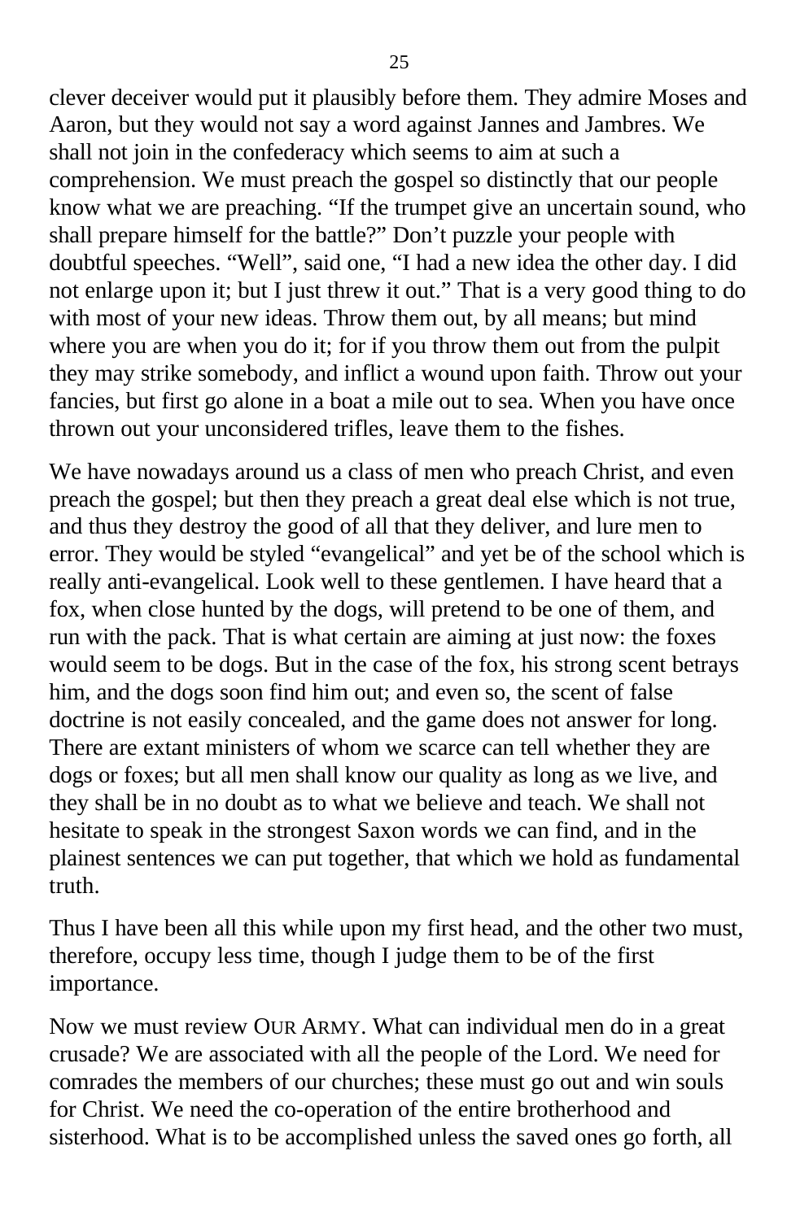clever deceiver would put it plausibly before them. They admire Moses and Aaron, but they would not say a word against Jannes and Jambres. We shall not join in the confederacy which seems to aim at such a comprehension. We must preach the gospel so distinctly that our people know what we are preaching. "If the trumpet give an uncertain sound, who shall prepare himself for the battle?" Don't puzzle your people with doubtful speeches. "Well", said one, "I had a new idea the other day. I did not enlarge upon it; but I just threw it out." That is a very good thing to do with most of your new ideas. Throw them out, by all means; but mind where you are when you do it; for if you throw them out from the pulpit they may strike somebody, and inflict a wound upon faith. Throw out your fancies, but first go alone in a boat a mile out to sea. When you have once thrown out your unconsidered trifles, leave them to the fishes.

We have nowadays around us a class of men who preach Christ, and even preach the gospel; but then they preach a great deal else which is not true, and thus they destroy the good of all that they deliver, and lure men to error. They would be styled "evangelical" and yet be of the school which is really anti-evangelical. Look well to these gentlemen. I have heard that a fox, when close hunted by the dogs, will pretend to be one of them, and run with the pack. That is what certain are aiming at just now: the foxes would seem to be dogs. But in the case of the fox, his strong scent betrays him, and the dogs soon find him out; and even so, the scent of false doctrine is not easily concealed, and the game does not answer for long. There are extant ministers of whom we scarce can tell whether they are dogs or foxes; but all men shall know our quality as long as we live, and they shall be in no doubt as to what we believe and teach. We shall not hesitate to speak in the strongest Saxon words we can find, and in the plainest sentences we can put together, that which we hold as fundamental truth.

Thus I have been all this while upon my first head, and the other two must, therefore, occupy less time, though I judge them to be of the first importance.

Now we must review OUR ARMY. What can individual men do in a great crusade? We are associated with all the people of the Lord. We need for comrades the members of our churches; these must go out and win souls for Christ. We need the co-operation of the entire brotherhood and sisterhood. What is to be accomplished unless the saved ones go forth, all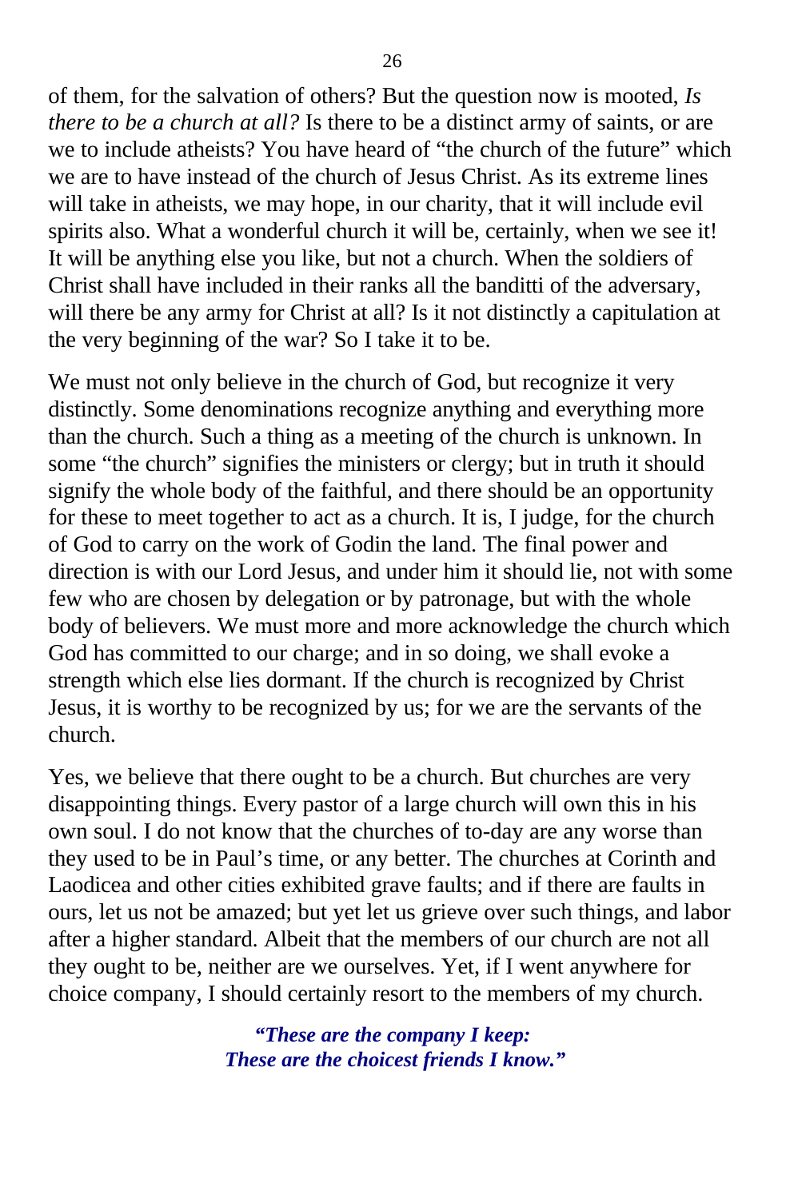of them, for the salvation of others? But the question now is mooted, *Is there to be a church at all?* Is there to be a distinct army of saints, or are we to include atheists? You have heard of "the church of the future" which we are to have instead of the church of Jesus Christ. As its extreme lines will take in atheists, we may hope, in our charity, that it will include evil spirits also. What a wonderful church it will be, certainly, when we see it! It will be anything else you like, but not a church. When the soldiers of Christ shall have included in their ranks all the banditti of the adversary, will there be any army for Christ at all? Is it not distinctly a capitulation at the very beginning of the war? So I take it to be.

We must not only believe in the church of God, but recognize it very distinctly. Some denominations recognize anything and everything more than the church. Such a thing as a meeting of the church is unknown. In some "the church" signifies the ministers or clergy; but in truth it should signify the whole body of the faithful, and there should be an opportunity for these to meet together to act as a church. It is, I judge, for the church of God to carry on the work of Godin the land. The final power and direction is with our Lord Jesus, and under him it should lie, not with some few who are chosen by delegation or by patronage, but with the whole body of believers. We must more and more acknowledge the church which God has committed to our charge; and in so doing, we shall evoke a strength which else lies dormant. If the church is recognized by Christ Jesus, it is worthy to be recognized by us; for we are the servants of the church.

Yes, we believe that there ought to be a church. But churches are very disappointing things. Every pastor of a large church will own this in his own soul. I do not know that the churches of to-day are any worse than they used to be in Paul's time, or any better. The churches at Corinth and Laodicea and other cities exhibited grave faults; and if there are faults in ours, let us not be amazed; but yet let us grieve over such things, and labor after a higher standard. Albeit that the members of our church are not all they ought to be, neither are we ourselves. Yet, if I went anywhere for choice company, I should certainly resort to the members of my church.

> ***"These are the company I keep:***
> ***These are the choicest friends I know."***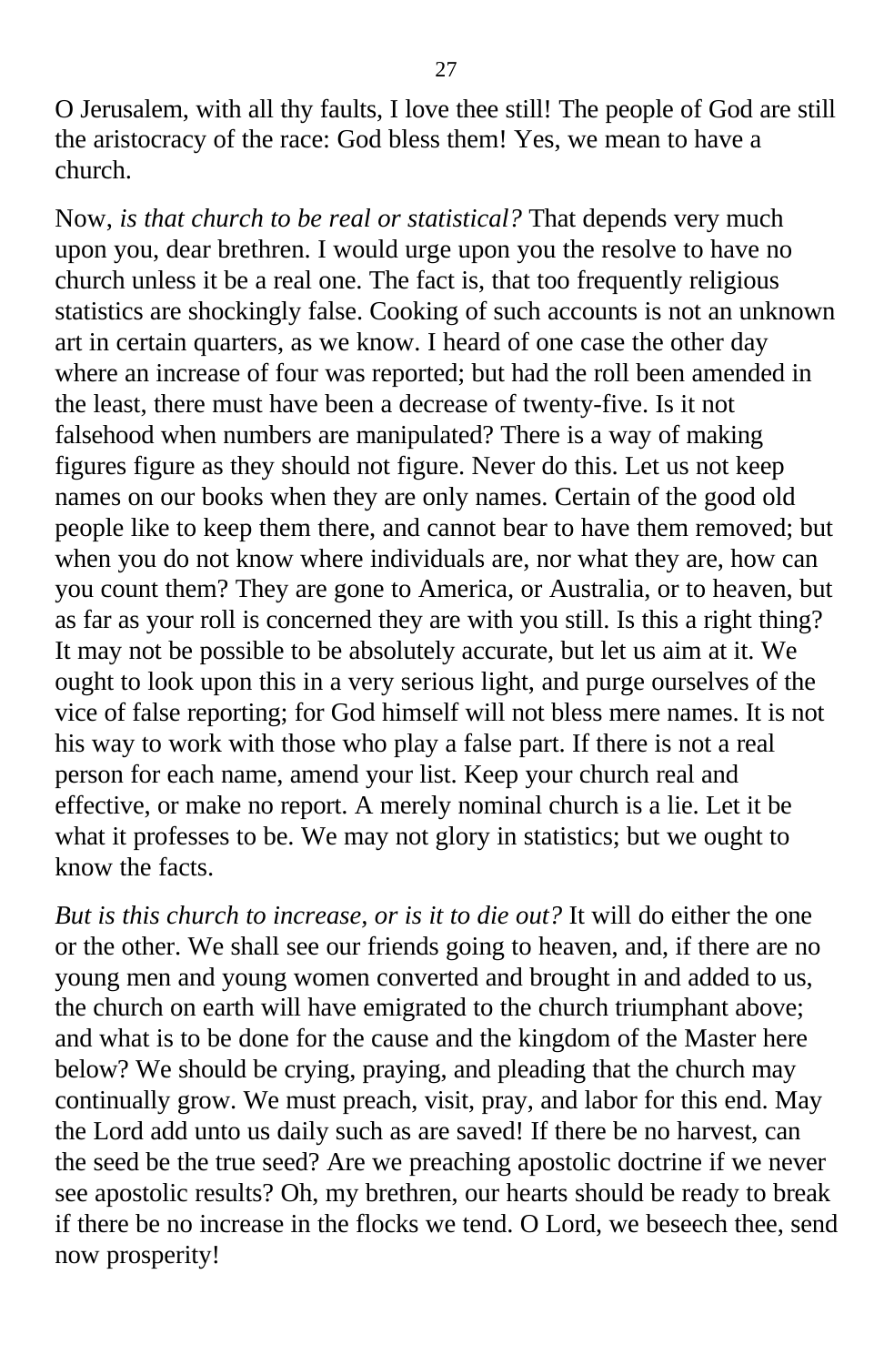O Jerusalem, with all thy faults, I love thee still! The people of God are still the aristocracy of the race: God bless them! Yes, we mean to have a church.

Now, *is that church to be real or statistical?* That depends very much upon you, dear brethren. I would urge upon you the resolve to have no church unless it be a real one. The fact is, that too frequently religious statistics are shockingly false. Cooking of such accounts is not an unknown art in certain quarters, as we know. I heard of one case the other day where an increase of four was reported; but had the roll been amended in the least, there must have been a decrease of twenty-five. Is it not falsehood when numbers are manipulated? There is a way of making figures figure as they should not figure. Never do this. Let us not keep names on our books when they are only names. Certain of the good old people like to keep them there, and cannot bear to have them removed; but when you do not know where individuals are, nor what they are, how can you count them? They are gone to America, or Australia, or to heaven, but as far as your roll is concerned they are with you still. Is this a right thing? It may not be possible to be absolutely accurate, but let us aim at it. We ought to look upon this in a very serious light, and purge ourselves of the vice of false reporting; for God himself will not bless mere names. It is not his way to work with those who play a false part. If there is not a real person for each name, amend your list. Keep your church real and effective, or make no report. A merely nominal church is a lie. Let it be what it professes to be. We may not glory in statistics; but we ought to know the facts.

*But is this church to increase, or is it to die out?* It will do either the one or the other. We shall see our friends going to heaven, and, if there are no young men and young women converted and brought in and added to us, the church on earth will have emigrated to the church triumphant above; and what is to be done for the cause and the kingdom of the Master here below? We should be crying, praying, and pleading that the church may continually grow. We must preach, visit, pray, and labor for this end. May the Lord add unto us daily such as are saved! If there be no harvest, can the seed be the true seed? Are we preaching apostolic doctrine if we never see apostolic results? Oh, my brethren, our hearts should be ready to break if there be no increase in the flocks we tend. O Lord, we beseech thee, send now prosperity!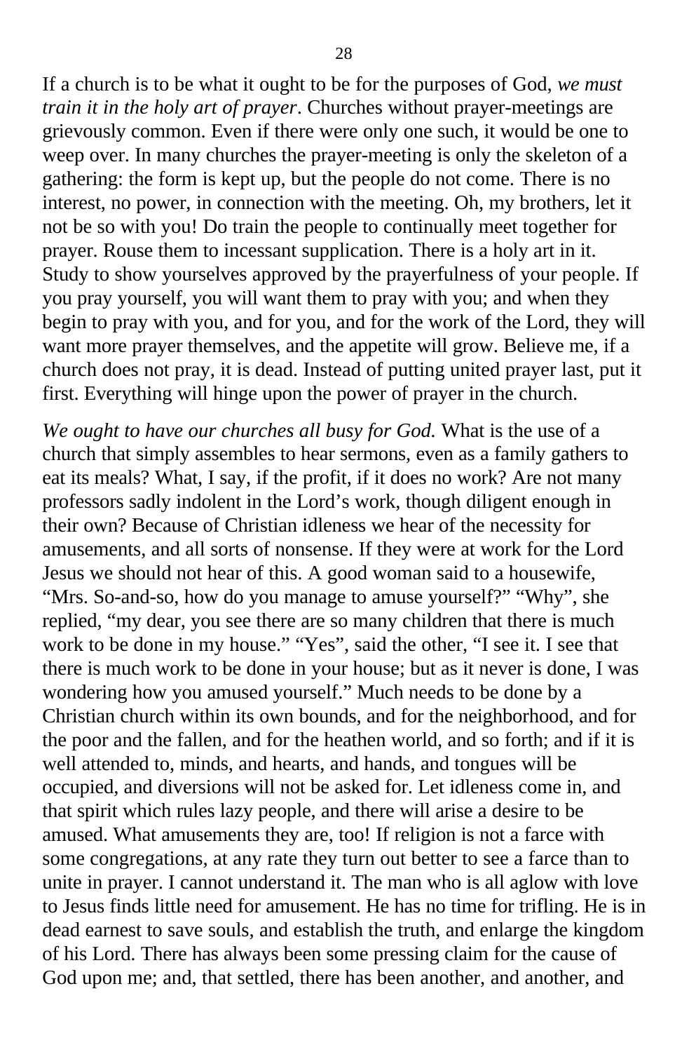If a church is to be what it ought to be for the purposes of God, *we must train it in the holy art of prayer*. Churches without prayer-meetings are grievously common. Even if there were only one such, it would be one to weep over. In many churches the prayer-meeting is only the skeleton of a gathering: the form is kept up, but the people do not come. There is no interest, no power, in connection with the meeting. Oh, my brothers, let it not be so with you! Do train the people to continually meet together for prayer. Rouse them to incessant supplication. There is a holy art in it. Study to show yourselves approved by the prayerfulness of your people. If you pray yourself, you will want them to pray with you; and when they begin to pray with you, and for you, and for the work of the Lord, they will want more prayer themselves, and the appetite will grow. Believe me, if a church does not pray, it is dead. Instead of putting united prayer last, put it first. Everything will hinge upon the power of prayer in the church.

*We ought to have our churches all busy for God.* What is the use of a church that simply assembles to hear sermons, even as a family gathers to eat its meals? What, I say, if the profit, if it does no work? Are not many professors sadly indolent in the Lord's work, though diligent enough in their own? Because of Christian idleness we hear of the necessity for amusements, and all sorts of nonsense. If they were at work for the Lord Jesus we should not hear of this. A good woman said to a housewife, "Mrs. So-and-so, how do you manage to amuse yourself?" "Why", she replied, "my dear, you see there are so many children that there is much work to be done in my house." "Yes", said the other, "I see it. I see that there is much work to be done in your house; but as it never is done, I was wondering how you amused yourself." Much needs to be done by a Christian church within its own bounds, and for the neighborhood, and for the poor and the fallen, and for the heathen world, and so forth; and if it is well attended to, minds, and hearts, and hands, and tongues will be occupied, and diversions will not be asked for. Let idleness come in, and that spirit which rules lazy people, and there will arise a desire to be amused. What amusements they are, too! If religion is not a farce with some congregations, at any rate they turn out better to see a farce than to unite in prayer. I cannot understand it. The man who is all aglow with love to Jesus finds little need for amusement. He has no time for trifling. He is in dead earnest to save souls, and establish the truth, and enlarge the kingdom of his Lord. There has always been some pressing claim for the cause of God upon me; and, that settled, there has been another, and another, and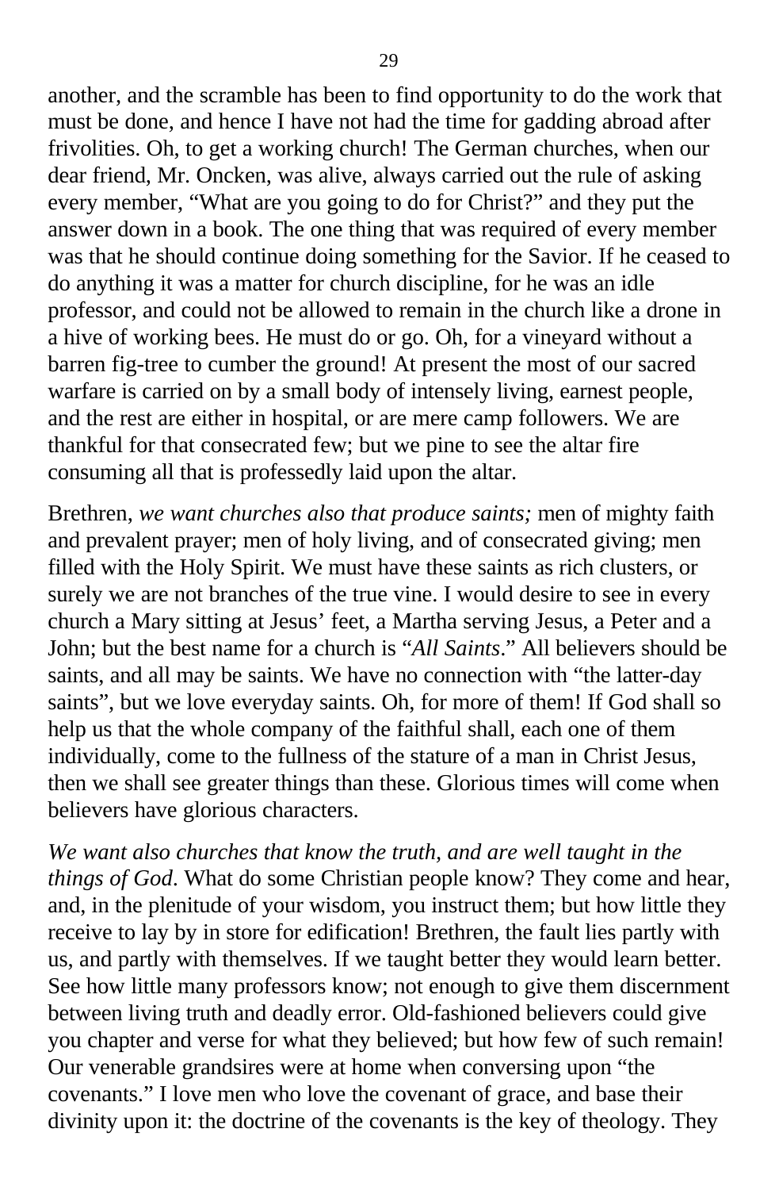another, and the scramble has been to find opportunity to do the work that must be done, and hence I have not had the time for gadding abroad after frivolities. Oh, to get a working church! The German churches, when our dear friend, Mr. Oncken, was alive, always carried out the rule of asking every member, "What are you going to do for Christ?" and they put the answer down in a book. The one thing that was required of every member was that he should continue doing something for the Savior. If he ceased to do anything it was a matter for church discipline, for he was an idle professor, and could not be allowed to remain in the church like a drone in a hive of working bees. He must do or go. Oh, for a vineyard without a barren fig-tree to cumber the ground! At present the most of our sacred warfare is carried on by a small body of intensely living, earnest people, and the rest are either in hospital, or are mere camp followers. We are thankful for that consecrated few; but we pine to see the altar fire consuming all that is professedly laid upon the altar.

Brethren, *we want churches also that produce saints;* men of mighty faith and prevalent prayer; men of holy living, and of consecrated giving; men filled with the Holy Spirit. We must have these saints as rich clusters, or surely we are not branches of the true vine. I would desire to see in every church a Mary sitting at Jesus' feet, a Martha serving Jesus, a Peter and a John; but the best name for a church is "*All Saints*." All believers should be saints, and all may be saints. We have no connection with "the latter-day saints", but we love everyday saints. Oh, for more of them! If God shall so help us that the whole company of the faithful shall, each one of them individually, come to the fullness of the stature of a man in Christ Jesus, then we shall see greater things than these. Glorious times will come when believers have glorious characters.

*We want also churches that know the truth, and are well taught in the things of God*. What do some Christian people know? They come and hear, and, in the plenitude of your wisdom, you instruct them; but how little they receive to lay by in store for edification! Brethren, the fault lies partly with us, and partly with themselves. If we taught better they would learn better. See how little many professors know; not enough to give them discernment between living truth and deadly error. Old-fashioned believers could give you chapter and verse for what they believed; but how few of such remain! Our venerable grandsires were at home when conversing upon "the covenants." I love men who love the covenant of grace, and base their divinity upon it: the doctrine of the covenants is the key of theology. They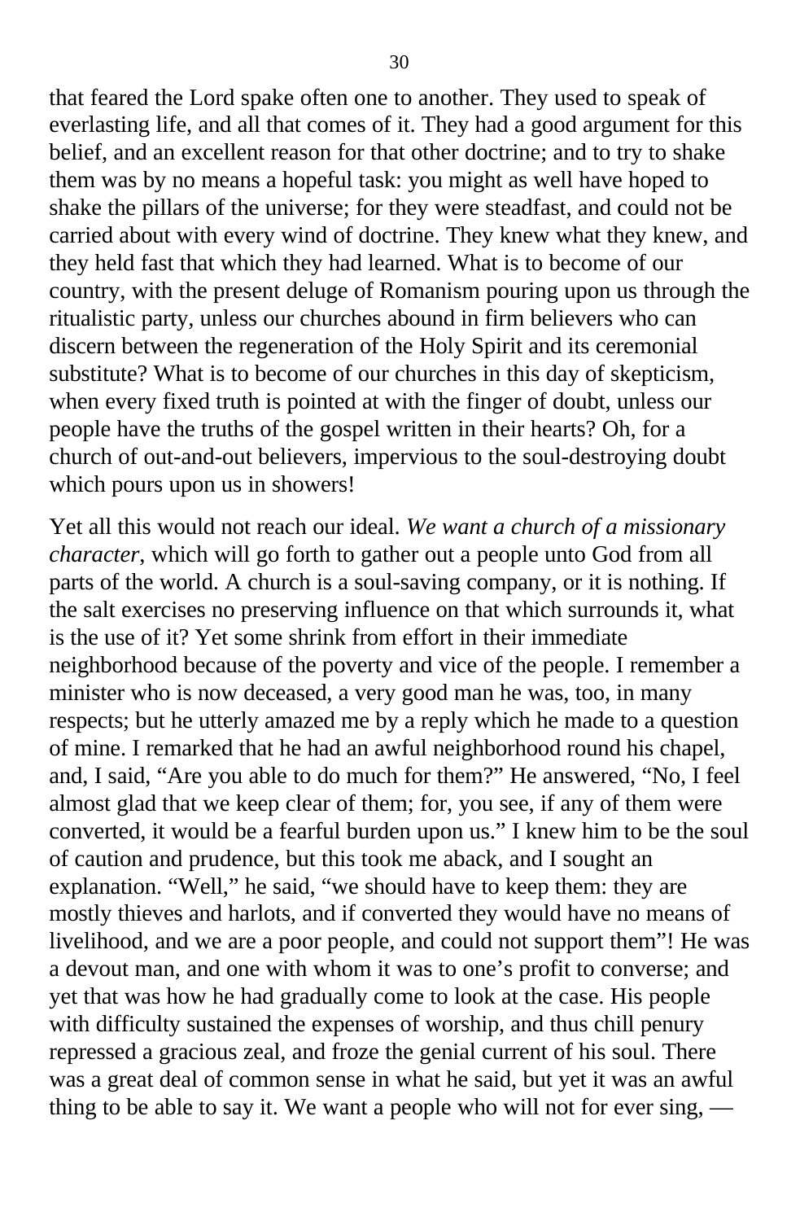that feared the Lord spake often one to another. They used to speak of everlasting life, and all that comes of it. They had a good argument for this belief, and an excellent reason for that other doctrine; and to try to shake them was by no means a hopeful task: you might as well have hoped to shake the pillars of the universe; for they were steadfast, and could not be carried about with every wind of doctrine. They knew what they knew, and they held fast that which they had learned. What is to become of our country, with the present deluge of Romanism pouring upon us through the ritualistic party, unless our churches abound in firm believers who can discern between the regeneration of the Holy Spirit and its ceremonial substitute? What is to become of our churches in this day of skepticism, when every fixed truth is pointed at with the finger of doubt, unless our people have the truths of the gospel written in their hearts? Oh, for a church of out-and-out believers, impervious to the soul-destroying doubt which pours upon us in showers!

Yet all this would not reach our ideal. *We want a church of a missionary character*, which will go forth to gather out a people unto God from all parts of the world. A church is a soul-saving company, or it is nothing. If the salt exercises no preserving influence on that which surrounds it, what is the use of it? Yet some shrink from effort in their immediate neighborhood because of the poverty and vice of the people. I remember a minister who is now deceased, a very good man he was, too, in many respects; but he utterly amazed me by a reply which he made to a question of mine. I remarked that he had an awful neighborhood round his chapel, and, I said, "Are you able to do much for them?" He answered, "No, I feel almost glad that we keep clear of them; for, you see, if any of them were converted, it would be a fearful burden upon us." I knew him to be the soul of caution and prudence, but this took me aback, and I sought an explanation. "Well," he said, "we should have to keep them: they are mostly thieves and harlots, and if converted they would have no means of livelihood, and we are a poor people, and could not support them"! He was a devout man, and one with whom it was to one's profit to converse; and yet that was how he had gradually come to look at the case. His people with difficulty sustained the expenses of worship, and thus chill penury repressed a gracious zeal, and froze the genial current of his soul. There was a great deal of common sense in what he said, but yet it was an awful thing to be able to say it. We want a people who will not for ever sing, —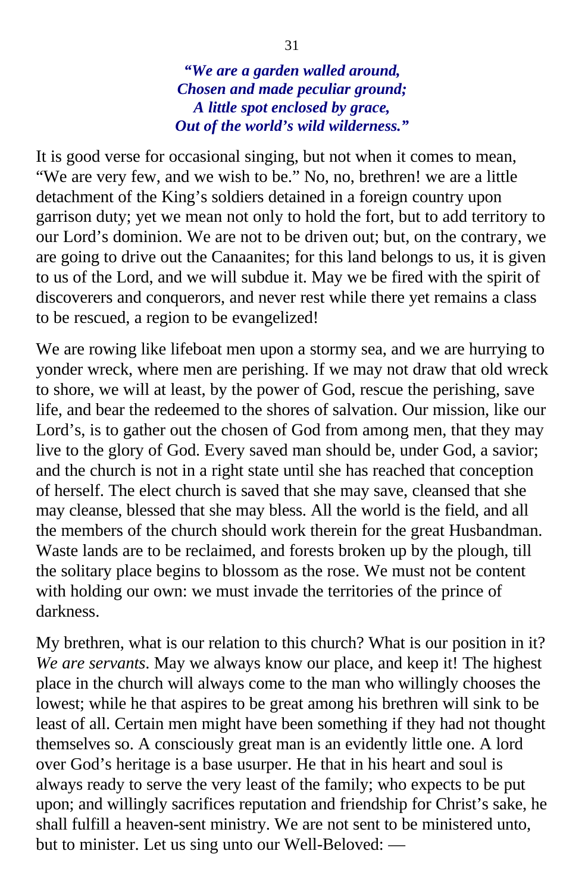***"We are a garden walled around,***
***Chosen and made peculiar ground;***
***A little spot enclosed by grace,***
***Out of the world's wild wilderness."***

It is good verse for occasional singing, but not when it comes to mean, "We are very few, and we wish to be." No, no, brethren! we are a little detachment of the King's soldiers detained in a foreign country upon garrison duty; yet we mean not only to hold the fort, but to add territory to our Lord's dominion. We are not to be driven out; but, on the contrary, we are going to drive out the Canaanites; for this land belongs to us, it is given to us of the Lord, and we will subdue it. May we be fired with the spirit of discoverers and conquerors, and never rest while there yet remains a class to be rescued, a region to be evangelized!

We are rowing like lifeboat men upon a stormy sea, and we are hurrying to yonder wreck, where men are perishing. If we may not draw that old wreck to shore, we will at least, by the power of God, rescue the perishing, save life, and bear the redeemed to the shores of salvation. Our mission, like our Lord's, is to gather out the chosen of God from among men, that they may live to the glory of God. Every saved man should be, under God, a savior; and the church is not in a right state until she has reached that conception of herself. The elect church is saved that she may save, cleansed that she may cleanse, blessed that she may bless. All the world is the field, and all the members of the church should work therein for the great Husbandman. Waste lands are to be reclaimed, and forests broken up by the plough, till the solitary place begins to blossom as the rose. We must not be content with holding our own: we must invade the territories of the prince of darkness.

My brethren, what is our relation to this church? What is our position in it? *We are servants*. May we always know our place, and keep it! The highest place in the church will always come to the man who willingly chooses the lowest; while he that aspires to be great among his brethren will sink to be least of all. Certain men might have been something if they had not thought themselves so. A consciously great man is an evidently little one. A lord over God's heritage is a base usurper. He that in his heart and soul is always ready to serve the very least of the family; who expects to be put upon; and willingly sacrifices reputation and friendship for Christ's sake, he shall fulfill a heaven-sent ministry. We are not sent to be ministered unto, but to minister. Let us sing unto our Well-Beloved: —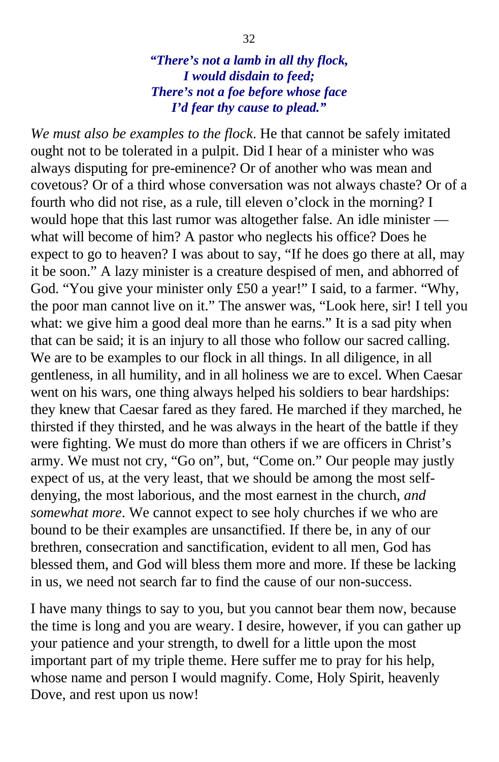***"There's not a lamb in all thy flock,***
***I would disdain to feed;***
***There's not a foe before whose face***
***I'd fear thy cause to plead."***

*We must also be examples to the flock*. He that cannot be safely imitated ought not to be tolerated in a pulpit. Did I hear of a minister who was always disputing for pre-eminence? Or of another who was mean and covetous? Or of a third whose conversation was not always chaste? Or of a fourth who did not rise, as a rule, till eleven o'clock in the morning? I would hope that this last rumor was altogether false. An idle minister — what will become of him? A pastor who neglects his office? Does he expect to go to heaven? I was about to say, "If he does go there at all, may it be soon." A lazy minister is a creature despised of men, and abhorred of God. "You give your minister only £50 a year!" I said, to a farmer. "Why, the poor man cannot live on it." The answer was, "Look here, sir! I tell you what: we give him a good deal more than he earns." It is a sad pity when that can be said; it is an injury to all those who follow our sacred calling. We are to be examples to our flock in all things. In all diligence, in all gentleness, in all humility, and in all holiness we are to excel. When Caesar went on his wars, one thing always helped his soldiers to bear hardships: they knew that Caesar fared as they fared. He marched if they marched, he thirsted if they thirsted, and he was always in the heart of the battle if they were fighting. We must do more than others if we are officers in Christ's army. We must not cry, "Go on", but, "Come on." Our people may justly expect of us, at the very least, that we should be among the most self-denying, the most laborious, and the most earnest in the church, *and somewhat more*. We cannot expect to see holy churches if we who are bound to be their examples are unsanctified. If there be, in any of our brethren, consecration and sanctification, evident to all men, God has blessed them, and God will bless them more and more. If these be lacking in us, we need not search far to find the cause of our non-success.

I have many things to say to you, but you cannot bear them now, because the time is long and you are weary. I desire, however, if you can gather up your patience and your strength, to dwell for a little upon the most important part of my triple theme. Here suffer me to pray for his help, whose name and person I would magnify. Come, Holy Spirit, heavenly Dove, and rest upon us now!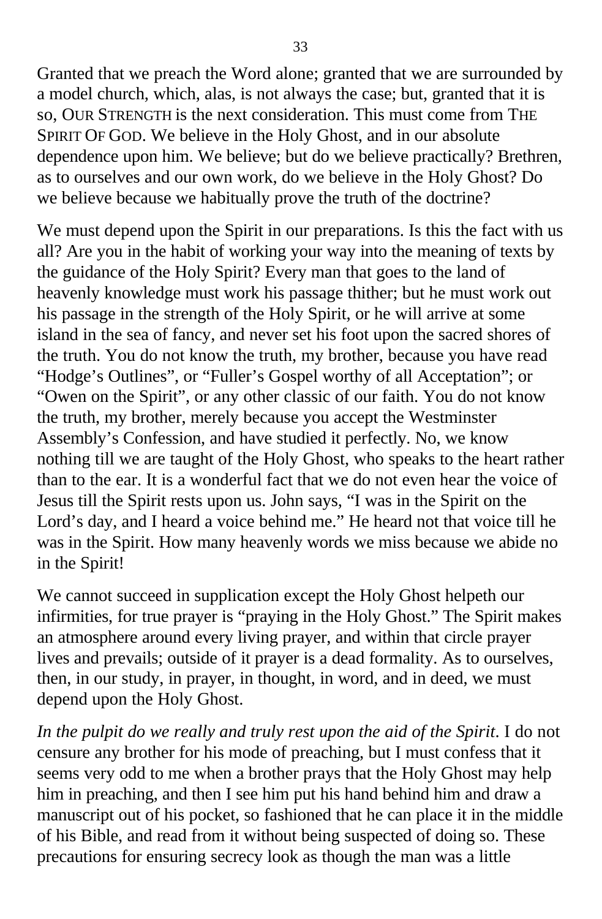Granted that we preach the Word alone; granted that we are surrounded by a model church, which, alas, is not always the case; but, granted that it is so, OUR STRENGTH is the next consideration. This must come from THE SPIRIT OF GOD. We believe in the Holy Ghost, and in our absolute dependence upon him. We believe; but do we believe practically? Brethren, as to ourselves and our own work, do we believe in the Holy Ghost? Do we believe because we habitually prove the truth of the doctrine?

We must depend upon the Spirit in our preparations. Is this the fact with us all? Are you in the habit of working your way into the meaning of texts by the guidance of the Holy Spirit? Every man that goes to the land of heavenly knowledge must work his passage thither; but he must work out his passage in the strength of the Holy Spirit, or he will arrive at some island in the sea of fancy, and never set his foot upon the sacred shores of the truth. You do not know the truth, my brother, because you have read "Hodge's Outlines", or "Fuller's Gospel worthy of all Acceptation"; or "Owen on the Spirit", or any other classic of our faith. You do not know the truth, my brother, merely because you accept the Westminster Assembly's Confession, and have studied it perfectly. No, we know nothing till we are taught of the Holy Ghost, who speaks to the heart rather than to the ear. It is a wonderful fact that we do not even hear the voice of Jesus till the Spirit rests upon us. John says, "I was in the Spirit on the Lord's day, and I heard a voice behind me." He heard not that voice till he was in the Spirit. How many heavenly words we miss because we abide no in the Spirit!

We cannot succeed in supplication except the Holy Ghost helpeth our infirmities, for true prayer is "praying in the Holy Ghost." The Spirit makes an atmosphere around every living prayer, and within that circle prayer lives and prevails; outside of it prayer is a dead formality. As to ourselves, then, in our study, in prayer, in thought, in word, and in deed, we must depend upon the Holy Ghost.

*In the pulpit do we really and truly rest upon the aid of the Spirit*. I do not censure any brother for his mode of preaching, but I must confess that it seems very odd to me when a brother prays that the Holy Ghost may help him in preaching, and then I see him put his hand behind him and draw a manuscript out of his pocket, so fashioned that he can place it in the middle of his Bible, and read from it without being suspected of doing so. These precautions for ensuring secrecy look as though the man was a little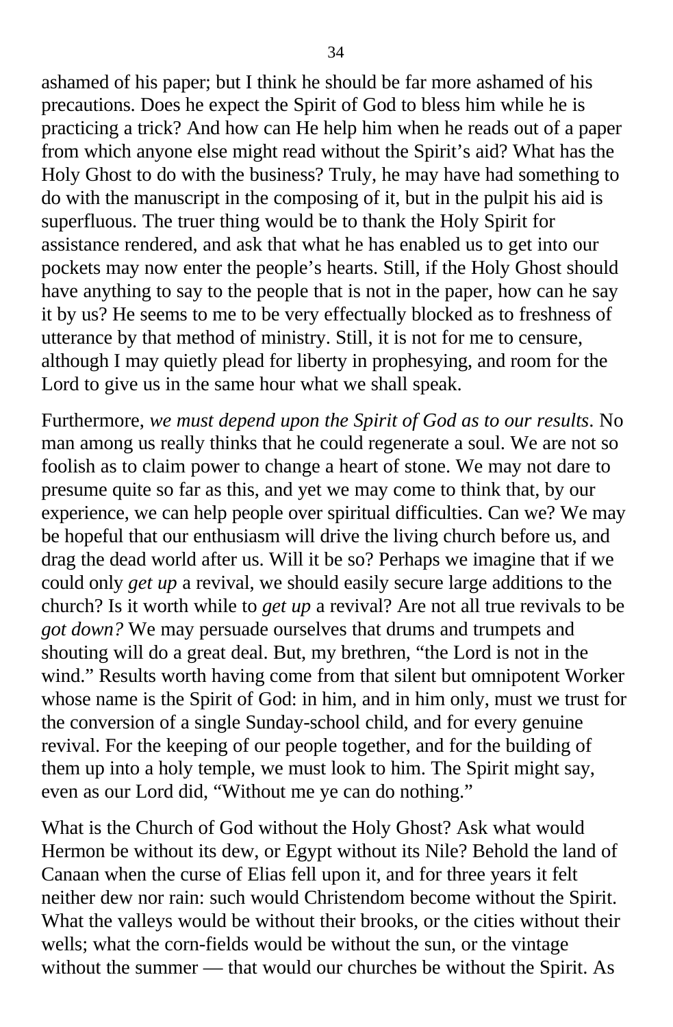ashamed of his paper; but I think he should be far more ashamed of his precautions. Does he expect the Spirit of God to bless him while he is practicing a trick? And how can He help him when he reads out of a paper from which anyone else might read without the Spirit's aid? What has the Holy Ghost to do with the business? Truly, he may have had something to do with the manuscript in the composing of it, but in the pulpit his aid is superfluous. The truer thing would be to thank the Holy Spirit for assistance rendered, and ask that what he has enabled us to get into our pockets may now enter the people's hearts. Still, if the Holy Ghost should have anything to say to the people that is not in the paper, how can he say it by us? He seems to me to be very effectually blocked as to freshness of utterance by that method of ministry. Still, it is not for me to censure, although I may quietly plead for liberty in prophesying, and room for the Lord to give us in the same hour what we shall speak.

Furthermore, *we must depend upon the Spirit of God as to our results*. No man among us really thinks that he could regenerate a soul. We are not so foolish as to claim power to change a heart of stone. We may not dare to presume quite so far as this, and yet we may come to think that, by our experience, we can help people over spiritual difficulties. Can we? We may be hopeful that our enthusiasm will drive the living church before us, and drag the dead world after us. Will it be so? Perhaps we imagine that if we could only *get up* a revival, we should easily secure large additions to the church? Is it worth while to *get up* a revival? Are not all true revivals to be *got down?* We may persuade ourselves that drums and trumpets and shouting will do a great deal. But, my brethren, "the Lord is not in the wind." Results worth having come from that silent but omnipotent Worker whose name is the Spirit of God: in him, and in him only, must we trust for the conversion of a single Sunday-school child, and for every genuine revival. For the keeping of our people together, and for the building of them up into a holy temple, we must look to him. The Spirit might say, even as our Lord did, "Without me ye can do nothing."

What is the Church of God without the Holy Ghost? Ask what would Hermon be without its dew, or Egypt without its Nile? Behold the land of Canaan when the curse of Elias fell upon it, and for three years it felt neither dew nor rain: such would Christendom become without the Spirit. What the valleys would be without their brooks, or the cities without their wells; what the corn-fields would be without the sun, or the vintage without the summer — that would our churches be without the Spirit. As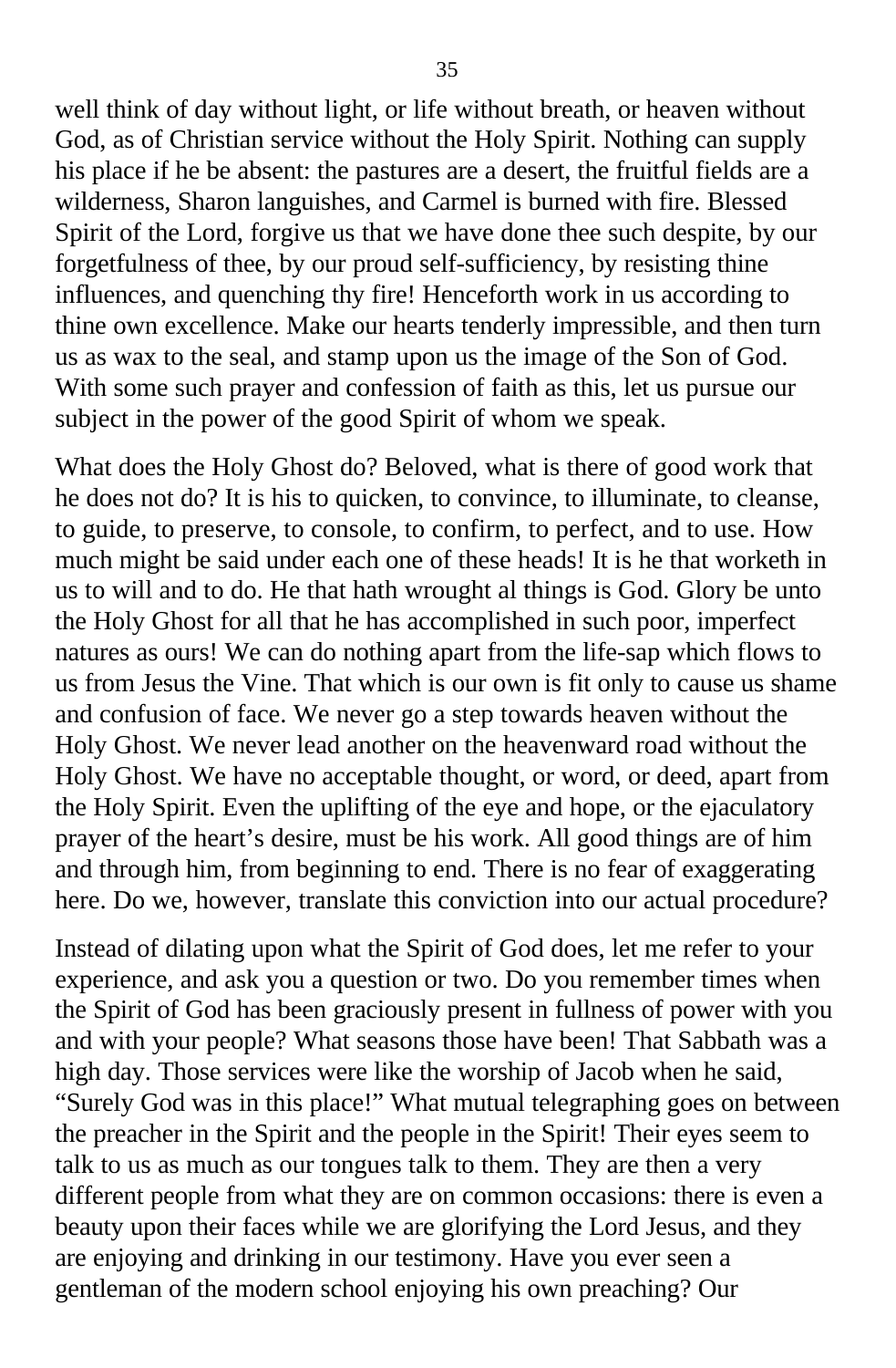well think of day without light, or life without breath, or heaven without God, as of Christian service without the Holy Spirit. Nothing can supply his place if he be absent: the pastures are a desert, the fruitful fields are a wilderness, Sharon languishes, and Carmel is burned with fire. Blessed Spirit of the Lord, forgive us that we have done thee such despite, by our forgetfulness of thee, by our proud self-sufficiency, by resisting thine influences, and quenching thy fire! Henceforth work in us according to thine own excellence. Make our hearts tenderly impressible, and then turn us as wax to the seal, and stamp upon us the image of the Son of God. With some such prayer and confession of faith as this, let us pursue our subject in the power of the good Spirit of whom we speak.

What does the Holy Ghost do? Beloved, what is there of good work that he does not do? It is his to quicken, to convince, to illuminate, to cleanse, to guide, to preserve, to console, to confirm, to perfect, and to use. How much might be said under each one of these heads! It is he that worketh in us to will and to do. He that hath wrought al things is God. Glory be unto the Holy Ghost for all that he has accomplished in such poor, imperfect natures as ours! We can do nothing apart from the life-sap which flows to us from Jesus the Vine. That which is our own is fit only to cause us shame and confusion of face. We never go a step towards heaven without the Holy Ghost. We never lead another on the heavenward road without the Holy Ghost. We have no acceptable thought, or word, or deed, apart from the Holy Spirit. Even the uplifting of the eye and hope, or the ejaculatory prayer of the heart's desire, must be his work. All good things are of him and through him, from beginning to end. There is no fear of exaggerating here. Do we, however, translate this conviction into our actual procedure?

Instead of dilating upon what the Spirit of God does, let me refer to your experience, and ask you a question or two. Do you remember times when the Spirit of God has been graciously present in fullness of power with you and with your people? What seasons those have been! That Sabbath was a high day. Those services were like the worship of Jacob when he said, "Surely God was in this place!" What mutual telegraphing goes on between the preacher in the Spirit and the people in the Spirit! Their eyes seem to talk to us as much as our tongues talk to them. They are then a very different people from what they are on common occasions: there is even a beauty upon their faces while we are glorifying the Lord Jesus, and they are enjoying and drinking in our testimony. Have you ever seen a gentleman of the modern school enjoying his own preaching? Our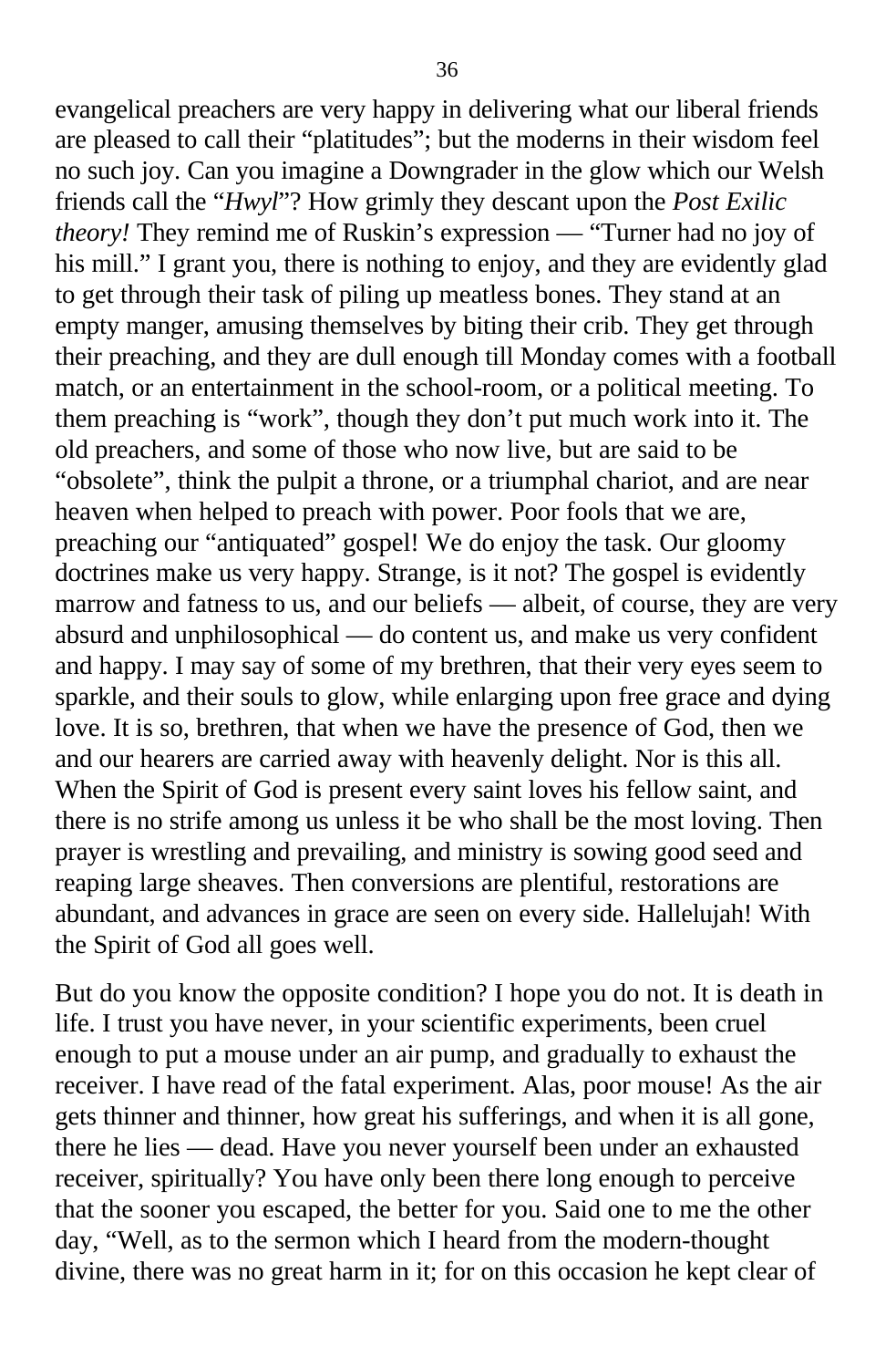evangelical preachers are very happy in delivering what our liberal friends are pleased to call their “platitudes”; but the moderns in their wisdom feel no such joy. Can you imagine a Downgrader in the glow which our Welsh friends call the “*Hwyl*”? How grimly they descant upon the *Post Exilic theory!* They remind me of Ruskin’s expression — “Turner had no joy of his mill.” I grant you, there is nothing to enjoy, and they are evidently glad to get through their task of piling up meatless bones. They stand at an empty manger, amusing themselves by biting their crib. They get through their preaching, and they are dull enough till Monday comes with a football match, or an entertainment in the school-room, or a political meeting. To them preaching is “work”, though they don’t put much work into it. The old preachers, and some of those who now live, but are said to be “obsolete”, think the pulpit a throne, or a triumphal chariot, and are near heaven when helped to preach with power. Poor fools that we are, preaching our “antiquated” gospel! We do enjoy the task. Our gloomy doctrines make us very happy. Strange, is it not? The gospel is evidently marrow and fatness to us, and our beliefs — albeit, of course, they are very absurd and unphilosophical — do content us, and make us very confident and happy. I may say of some of my brethren, that their very eyes seem to sparkle, and their souls to glow, while enlarging upon free grace and dying love. It is so, brethren, that when we have the presence of God, then we and our hearers are carried away with heavenly delight. Nor is this all. When the Spirit of God is present every saint loves his fellow saint, and there is no strife among us unless it be who shall be the most loving. Then prayer is wrestling and prevailing, and ministry is sowing good seed and reaping large sheaves. Then conversions are plentiful, restorations are abundant, and advances in grace are seen on every side. Hallelujah! With the Spirit of God all goes well.

But do you know the opposite condition? I hope you do not. It is death in life. I trust you have never, in your scientific experiments, been cruel enough to put a mouse under an air pump, and gradually to exhaust the receiver. I have read of the fatal experiment. Alas, poor mouse! As the air gets thinner and thinner, how great his sufferings, and when it is all gone, there he lies — dead. Have you never yourself been under an exhausted receiver, spiritually? You have only been there long enough to perceive that the sooner you escaped, the better for you. Said one to me the other day, “Well, as to the sermon which I heard from the modern-thought divine, there was no great harm in it; for on this occasion he kept clear of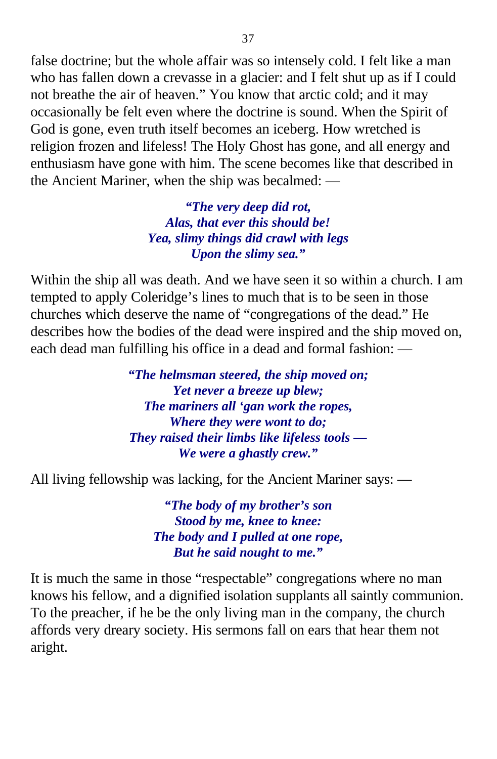false doctrine; but the whole affair was so intensely cold. I felt like a man who has fallen down a crevasse in a glacier: and I felt shut up as if I could not breathe the air of heaven." You know that arctic cold; and it may occasionally be felt even where the doctrine is sound. When the Spirit of God is gone, even truth itself becomes an iceberg. How wretched is religion frozen and lifeless! The Holy Ghost has gone, and all energy and enthusiasm have gone with him. The scene becomes like that described in the Ancient Mariner, when the ship was becalmed: —

> ***"The very deep did rot,***
> ***Alas, that ever this should be!***
> ***Yea, slimy things did crawl with legs***
> ***Upon the slimy sea."***

Within the ship all was death. And we have seen it so within a church. I am tempted to apply Coleridge's lines to much that is to be seen in those churches which deserve the name of "congregations of the dead." He describes how the bodies of the dead were inspired and the ship moved on, each dead man fulfilling his office in a dead and formal fashion: —

> ***"The helmsman steered, the ship moved on;***
> ***Yet never a breeze up blew;***
> ***The mariners all 'gan work the ropes,***
> ***Where they were wont to do;***
> ***They raised their limbs like lifeless tools —***
> ***We were a ghastly crew."***

All living fellowship was lacking, for the Ancient Mariner says: —

> ***"The body of my brother's son***
> ***Stood by me, knee to knee:***
> ***The body and I pulled at one rope,***
> ***But he said nought to me."***

It is much the same in those "respectable" congregations where no man knows his fellow, and a dignified isolation supplants all saintly communion. To the preacher, if he be the only living man in the company, the church affords very dreary society. His sermons fall on ears that hear them not aright.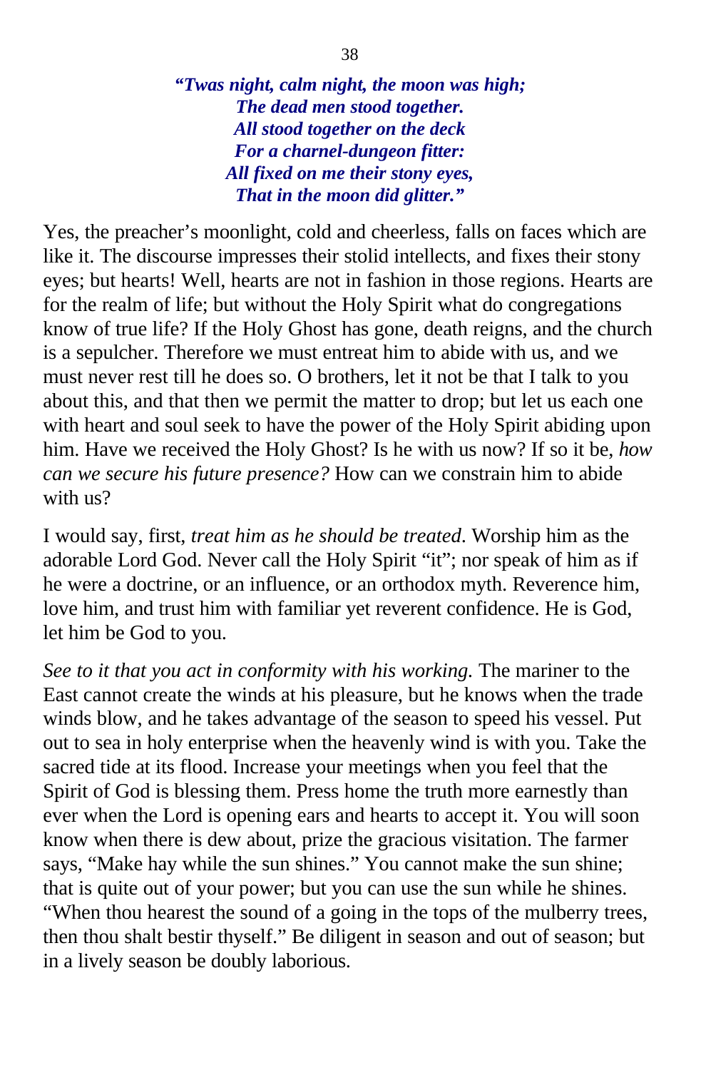***"Twas night, calm night, the moon was high;***
***The dead men stood together.***
***All stood together on the deck***
***For a charnel-dungeon fitter:***
***All fixed on me their stony eyes,***
***That in the moon did glitter."***

Yes, the preacher's moonlight, cold and cheerless, falls on faces which are like it. The discourse impresses their stolid intellects, and fixes their stony eyes; but hearts! Well, hearts are not in fashion in those regions. Hearts are for the realm of life; but without the Holy Spirit what do congregations know of true life? If the Holy Ghost has gone, death reigns, and the church is a sepulcher. Therefore we must entreat him to abide with us, and we must never rest till he does so. O brothers, let it not be that I talk to you about this, and that then we permit the matter to drop; but let us each one with heart and soul seek to have the power of the Holy Spirit abiding upon him. Have we received the Holy Ghost? Is he with us now? If so it be, *how can we secure his future presence?* How can we constrain him to abide with us?

I would say, first, *treat him as he should be treated*. Worship him as the adorable Lord God. Never call the Holy Spirit "it"; nor speak of him as if he were a doctrine, or an influence, or an orthodox myth. Reverence him, love him, and trust him with familiar yet reverent confidence. He is God, let him be God to you.

*See to it that you act in conformity with his working.* The mariner to the East cannot create the winds at his pleasure, but he knows when the trade winds blow, and he takes advantage of the season to speed his vessel. Put out to sea in holy enterprise when the heavenly wind is with you. Take the sacred tide at its flood. Increase your meetings when you feel that the Spirit of God is blessing them. Press home the truth more earnestly than ever when the Lord is opening ears and hearts to accept it. You will soon know when there is dew about, prize the gracious visitation. The farmer says, "Make hay while the sun shines." You cannot make the sun shine; that is quite out of your power; but you can use the sun while he shines. "When thou hearest the sound of a going in the tops of the mulberry trees, then thou shalt bestir thyself." Be diligent in season and out of season; but in a lively season be doubly laborious.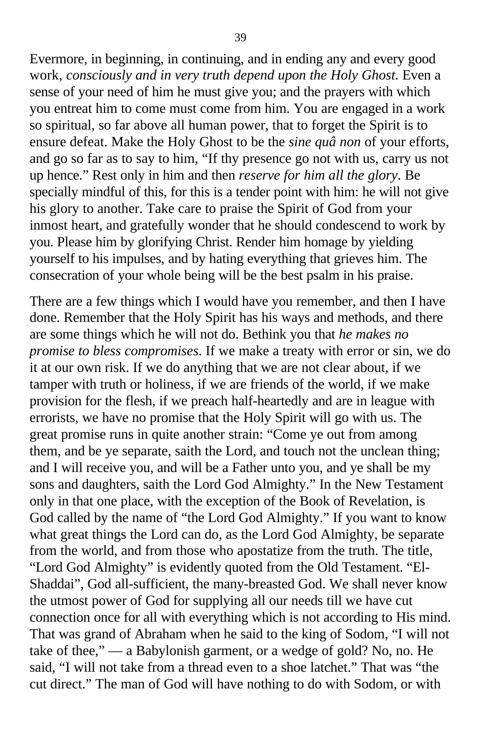Evermore, in beginning, in continuing, and in ending any and every good work, *consciously and in very truth depend upon the Holy Ghost.* Even a sense of your need of him he must give you; and the prayers with which you entreat him to come must come from him. You are engaged in a work so spiritual, so far above all human power, that to forget the Spirit is to ensure defeat. Make the Holy Ghost to be the *sine quâ non* of your efforts, and go so far as to say to him, "If thy presence go not with us, carry us not up hence." Rest only in him and then *reserve for him all the glory*. Be specially mindful of this, for this is a tender point with him: he will not give his glory to another. Take care to praise the Spirit of God from your inmost heart, and gratefully wonder that he should condescend to work by you. Please him by glorifying Christ. Render him homage by yielding yourself to his impulses, and by hating everything that grieves him. The consecration of your whole being will be the best psalm in his praise.

There are a few things which I would have you remember, and then I have done. Remember that the Holy Spirit has his ways and methods, and there are some things which he will not do. Bethink you that *he makes no promise to bless compromises*. If we make a treaty with error or sin, we do it at our own risk. If we do anything that we are not clear about, if we tamper with truth or holiness, if we are friends of the world, if we make provision for the flesh, if we preach half-heartedly and are in league with errorists, we have no promise that the Holy Spirit will go with us. The great promise runs in quite another strain: "Come ye out from among them, and be ye separate, saith the Lord, and touch not the unclean thing; and I will receive you, and will be a Father unto you, and ye shall be my sons and daughters, saith the Lord God Almighty." In the New Testament only in that one place, with the exception of the Book of Revelation, is God called by the name of "the Lord God Almighty." If you want to know what great things the Lord can do, as the Lord God Almighty, be separate from the world, and from those who apostatize from the truth. The title, "Lord God Almighty" is evidently quoted from the Old Testament. "El-Shaddai", God all-sufficient, the many-breasted God. We shall never know the utmost power of God for supplying all our needs till we have cut connection once for all with everything which is not according to His mind. That was grand of Abraham when he said to the king of Sodom, "I will not take of thee," — a Babylonish garment, or a wedge of gold? No, no. He said, "I will not take from a thread even to a shoe latchet." That was "the cut direct." The man of God will have nothing to do with Sodom, or with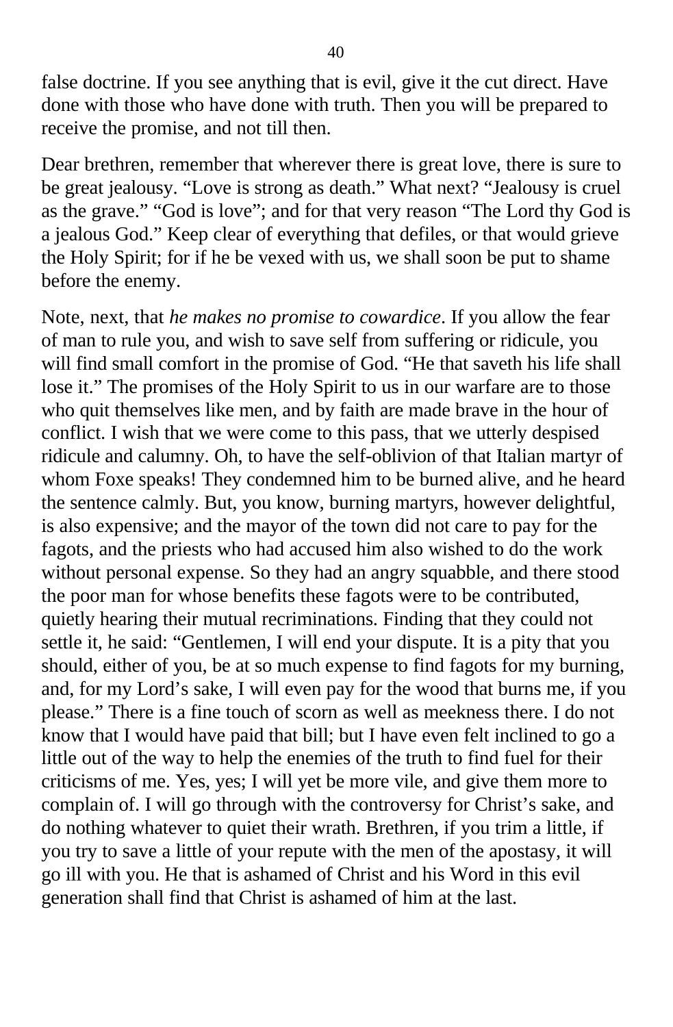false doctrine. If you see anything that is evil, give it the cut direct. Have done with those who have done with truth. Then you will be prepared to receive the promise, and not till then.

Dear brethren, remember that wherever there is great love, there is sure to be great jealousy. “Love is strong as death.” What next? “Jealousy is cruel as the grave.” “God is love”; and for that very reason “The Lord thy God is a jealous God.” Keep clear of everything that defiles, or that would grieve the Holy Spirit; for if he be vexed with us, we shall soon be put to shame before the enemy.

Note, next, that *he makes no promise to cowardice*. If you allow the fear of man to rule you, and wish to save self from suffering or ridicule, you will find small comfort in the promise of God. “He that saveth his life shall lose it.” The promises of the Holy Spirit to us in our warfare are to those who quit themselves like men, and by faith are made brave in the hour of conflict. I wish that we were come to this pass, that we utterly despised ridicule and calumny. Oh, to have the self-oblivion of that Italian martyr of whom Foxe speaks! They condemned him to be burned alive, and he heard the sentence calmly. But, you know, burning martyrs, however delightful, is also expensive; and the mayor of the town did not care to pay for the fagots, and the priests who had accused him also wished to do the work without personal expense. So they had an angry squabble, and there stood the poor man for whose benefits these fagots were to be contributed, quietly hearing their mutual recriminations. Finding that they could not settle it, he said: “Gentlemen, I will end your dispute. It is a pity that you should, either of you, be at so much expense to find fagots for my burning, and, for my Lord’s sake, I will even pay for the wood that burns me, if you please.” There is a fine touch of scorn as well as meekness there. I do not know that I would have paid that bill; but I have even felt inclined to go a little out of the way to help the enemies of the truth to find fuel for their criticisms of me. Yes, yes; I will yet be more vile, and give them more to complain of. I will go through with the controversy for Christ’s sake, and do nothing whatever to quiet their wrath. Brethren, if you trim a little, if you try to save a little of your repute with the men of the apostasy, it will go ill with you. He that is ashamed of Christ and his Word in this evil generation shall find that Christ is ashamed of him at the last.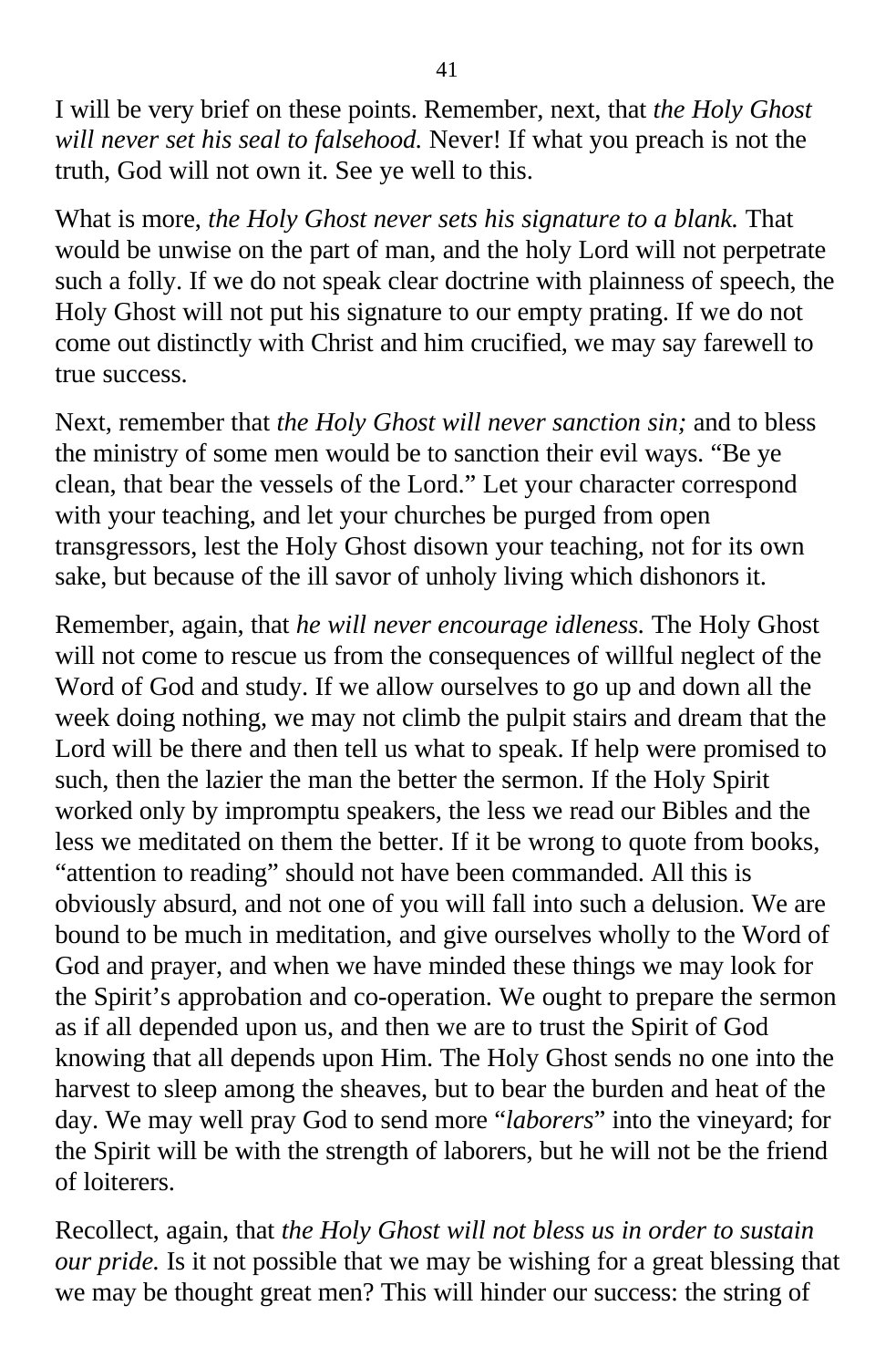I will be very brief on these points. Remember, next, that *the Holy Ghost will never set his seal to falsehood.* Never! If what you preach is not the truth, God will not own it. See ye well to this.

What is more, *the Holy Ghost never sets his signature to a blank.* That would be unwise on the part of man, and the holy Lord will not perpetrate such a folly. If we do not speak clear doctrine with plainness of speech, the Holy Ghost will not put his signature to our empty prating. If we do not come out distinctly with Christ and him crucified, we may say farewell to true success.

Next, remember that *the Holy Ghost will never sanction sin;* and to bless the ministry of some men would be to sanction their evil ways. "Be ye clean, that bear the vessels of the Lord." Let your character correspond with your teaching, and let your churches be purged from open transgressors, lest the Holy Ghost disown your teaching, not for its own sake, but because of the ill savor of unholy living which dishonors it.

Remember, again, that *he will never encourage idleness.* The Holy Ghost will not come to rescue us from the consequences of willful neglect of the Word of God and study. If we allow ourselves to go up and down all the week doing nothing, we may not climb the pulpit stairs and dream that the Lord will be there and then tell us what to speak. If help were promised to such, then the lazier the man the better the sermon. If the Holy Spirit worked only by impromptu speakers, the less we read our Bibles and the less we meditated on them the better. If it be wrong to quote from books, "attention to reading" should not have been commanded. All this is obviously absurd, and not one of you will fall into such a delusion. We are bound to be much in meditation, and give ourselves wholly to the Word of God and prayer, and when we have minded these things we may look for the Spirit's approbation and co-operation. We ought to prepare the sermon as if all depended upon us, and then we are to trust the Spirit of God knowing that all depends upon Him. The Holy Ghost sends no one into the harvest to sleep among the sheaves, but to bear the burden and heat of the day. We may well pray God to send more "*laborers*" into the vineyard; for the Spirit will be with the strength of laborers, but he will not be the friend of loiterers.

Recollect, again, that *the Holy Ghost will not bless us in order to sustain our pride.* Is it not possible that we may be wishing for a great blessing that we may be thought great men? This will hinder our success: the string of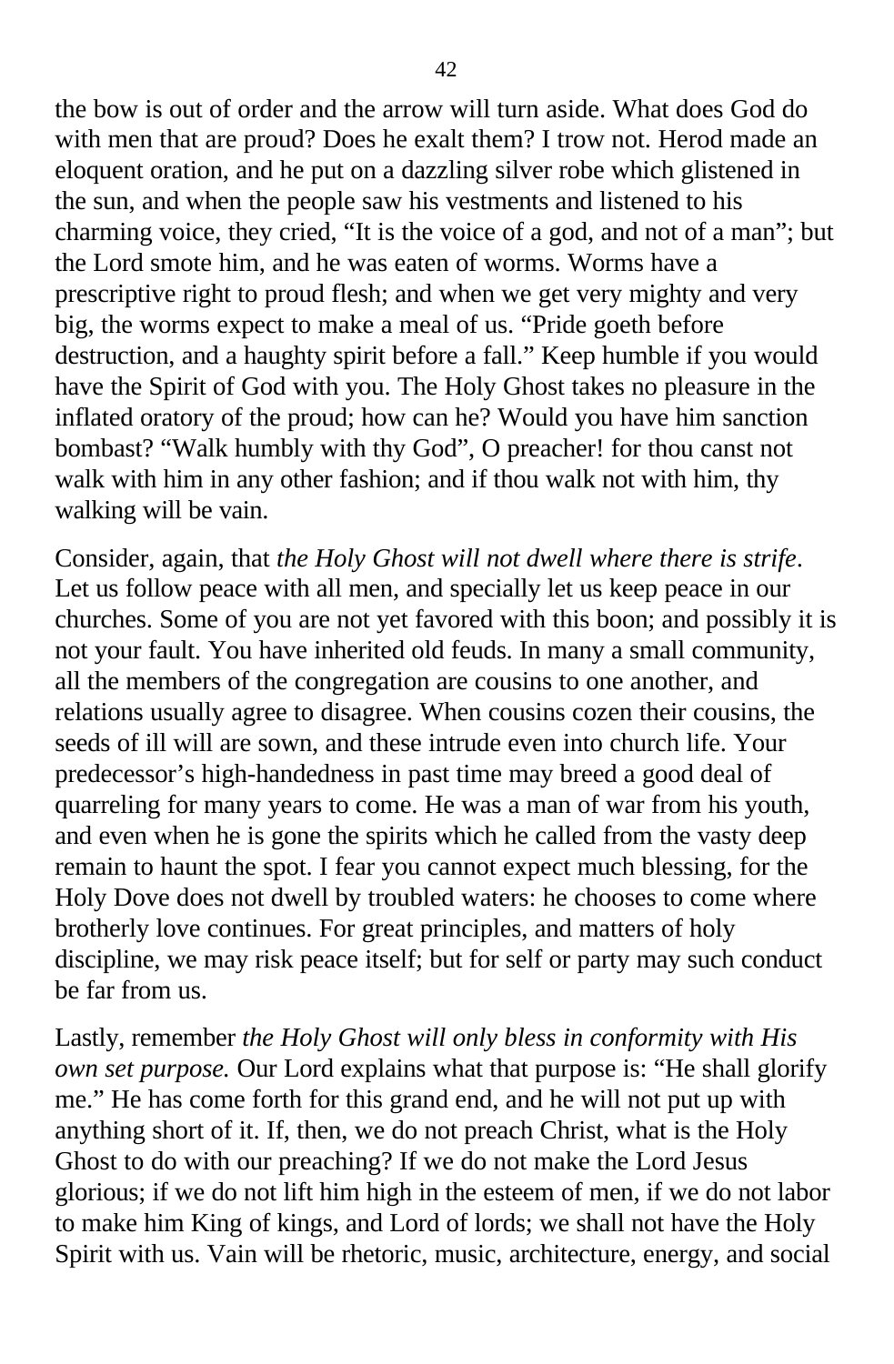the bow is out of order and the arrow will turn aside. What does God do with men that are proud? Does he exalt them? I trow not. Herod made an eloquent oration, and he put on a dazzling silver robe which glistened in the sun, and when the people saw his vestments and listened to his charming voice, they cried, “It is the voice of a god, and not of a man”; but the Lord smote him, and he was eaten of worms. Worms have a prescriptive right to proud flesh; and when we get very mighty and very big, the worms expect to make a meal of us. “Pride goeth before destruction, and a haughty spirit before a fall.” Keep humble if you would have the Spirit of God with you. The Holy Ghost takes no pleasure in the inflated oratory of the proud; how can he? Would you have him sanction bombast? “Walk humbly with thy God”, O preacher! for thou canst not walk with him in any other fashion; and if thou walk not with him, thy walking will be vain.

Consider, again, that *the Holy Ghost will not dwell where there is strife*. Let us follow peace with all men, and specially let us keep peace in our churches. Some of you are not yet favored with this boon; and possibly it is not your fault. You have inherited old feuds. In many a small community, all the members of the congregation are cousins to one another, and relations usually agree to disagree. When cousins cozen their cousins, the seeds of ill will are sown, and these intrude even into church life. Your predecessor’s high-handedness in past time may breed a good deal of quarreling for many years to come. He was a man of war from his youth, and even when he is gone the spirits which he called from the vasty deep remain to haunt the spot. I fear you cannot expect much blessing, for the Holy Dove does not dwell by troubled waters: he chooses to come where brotherly love continues. For great principles, and matters of holy discipline, we may risk peace itself; but for self or party may such conduct be far from us.

Lastly, remember *the Holy Ghost will only bless in conformity with His own set purpose.* Our Lord explains what that purpose is: “He shall glorify me.” He has come forth for this grand end, and he will not put up with anything short of it. If, then, we do not preach Christ, what is the Holy Ghost to do with our preaching? If we do not make the Lord Jesus glorious; if we do not lift him high in the esteem of men, if we do not labor to make him King of kings, and Lord of lords; we shall not have the Holy Spirit with us. Vain will be rhetoric, music, architecture, energy, and social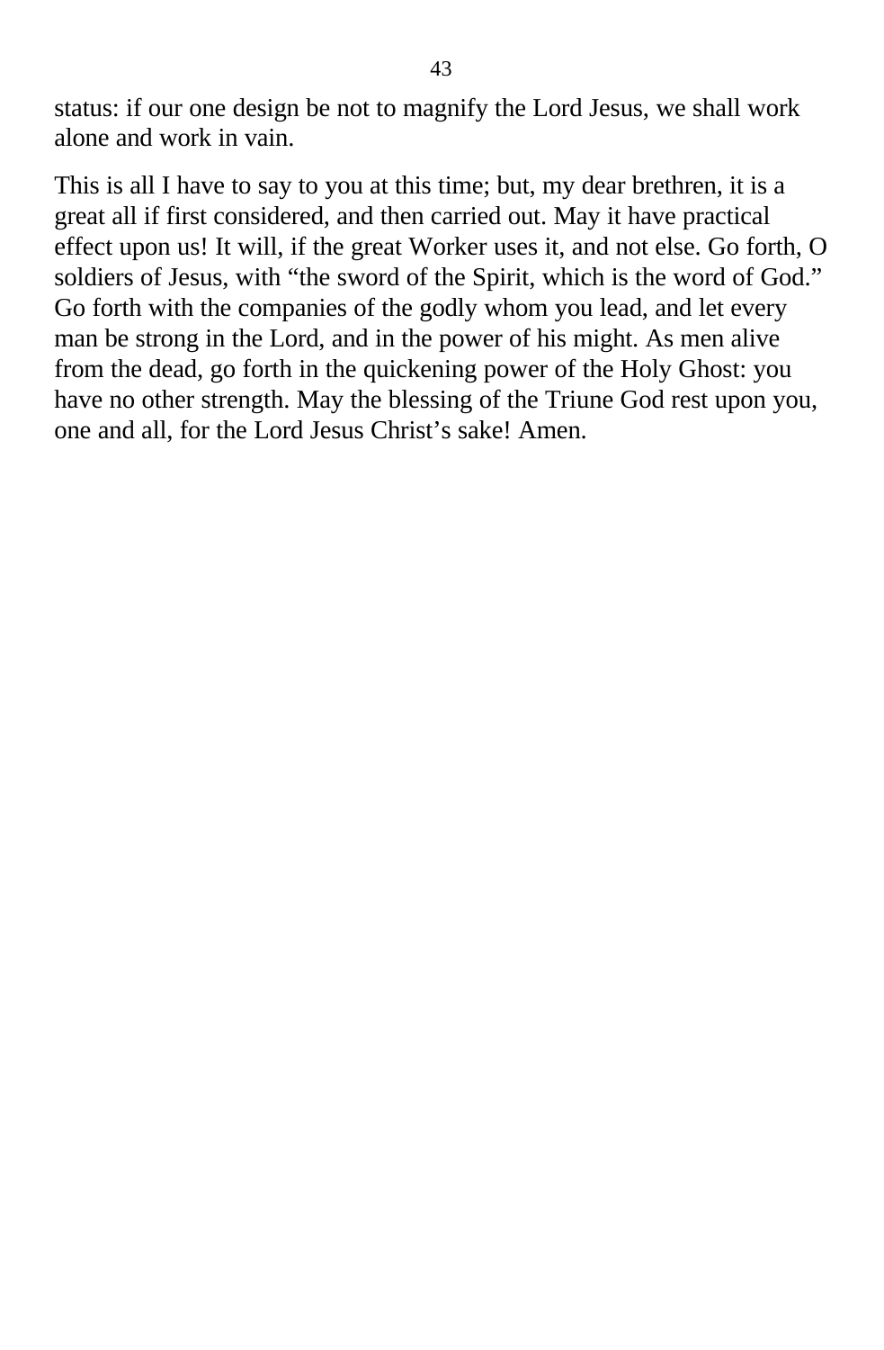status: if our one design be not to magnify the Lord Jesus, we shall work alone and work in vain.

This is all I have to say to you at this time; but, my dear brethren, it is a great all if first considered, and then carried out. May it have practical effect upon us! It will, if the great Worker uses it, and not else. Go forth, O soldiers of Jesus, with "the sword of the Spirit, which is the word of God." Go forth with the companies of the godly whom you lead, and let every man be strong in the Lord, and in the power of his might. As men alive from the dead, go forth in the quickening power of the Holy Ghost: you have no other strength. May the blessing of the Triune God rest upon you, one and all, for the Lord Jesus Christ's sake! Amen.